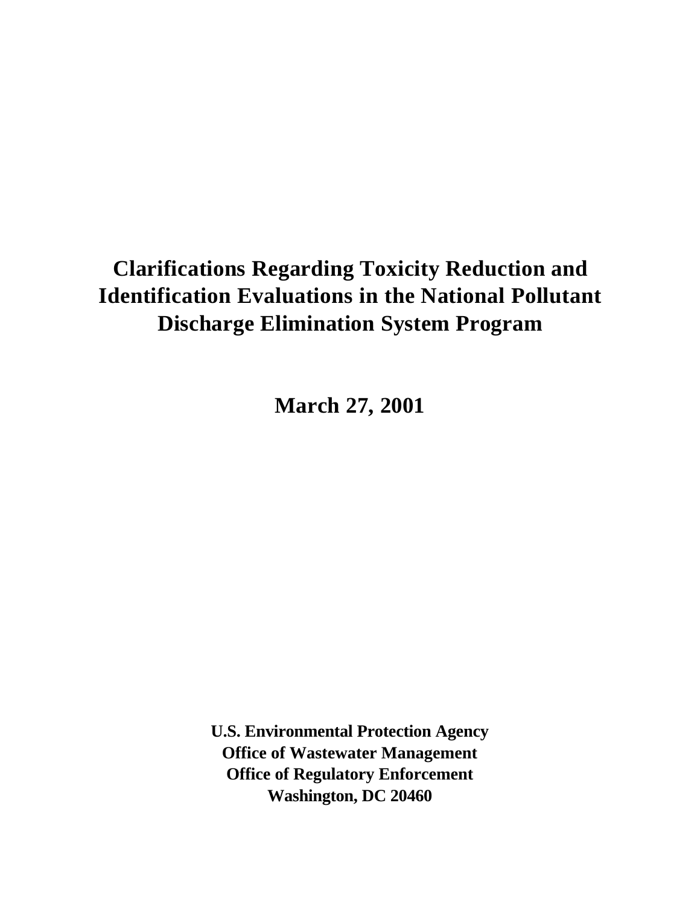# Clarifications Regarding Toxicity Reduction and Identification Evaluations in the National Pollutant Discharge Elimination System Program

**March 27, 2001**

**U.S. Environmental Protection Agency**
**Office of Wastewater Management**
**Office of Regulatory Enforcement**
**Washington, DC 20460**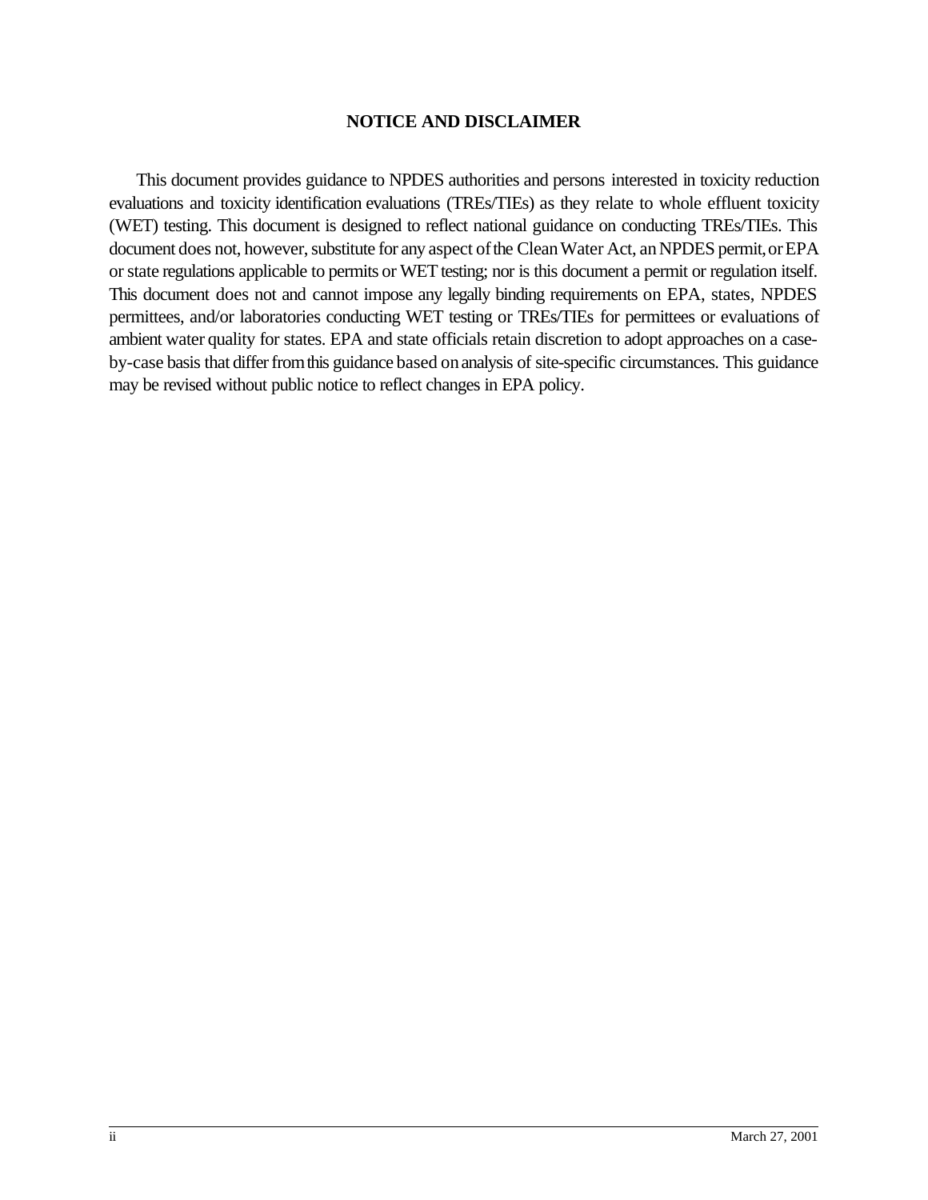## NOTICE AND DISCLAIMER

This document provides guidance to NPDES authorities and persons interested in toxicity reduction evaluations and toxicity identification evaluations (TREs/TIEs) as they relate to whole effluent toxicity (WET) testing. This document is designed to reflect national guidance on conducting TREs/TIEs. This document does not, however, substitute for any aspect of the Clean Water Act, an NPDES permit, or EPA or state regulations applicable to permits or WET testing; nor is this document a permit or regulation itself. This document does not and cannot impose any legally binding requirements on EPA, states, NPDES permittees, and/or laboratories conducting WET testing or TREs/TIEs for permittees or evaluations of ambient water quality for states. EPA and state officials retain discretion to adopt approaches on a case-by-case basis that differ from this guidance based on analysis of site-specific circumstances. This guidance may be revised without public notice to reflect changes in EPA policy.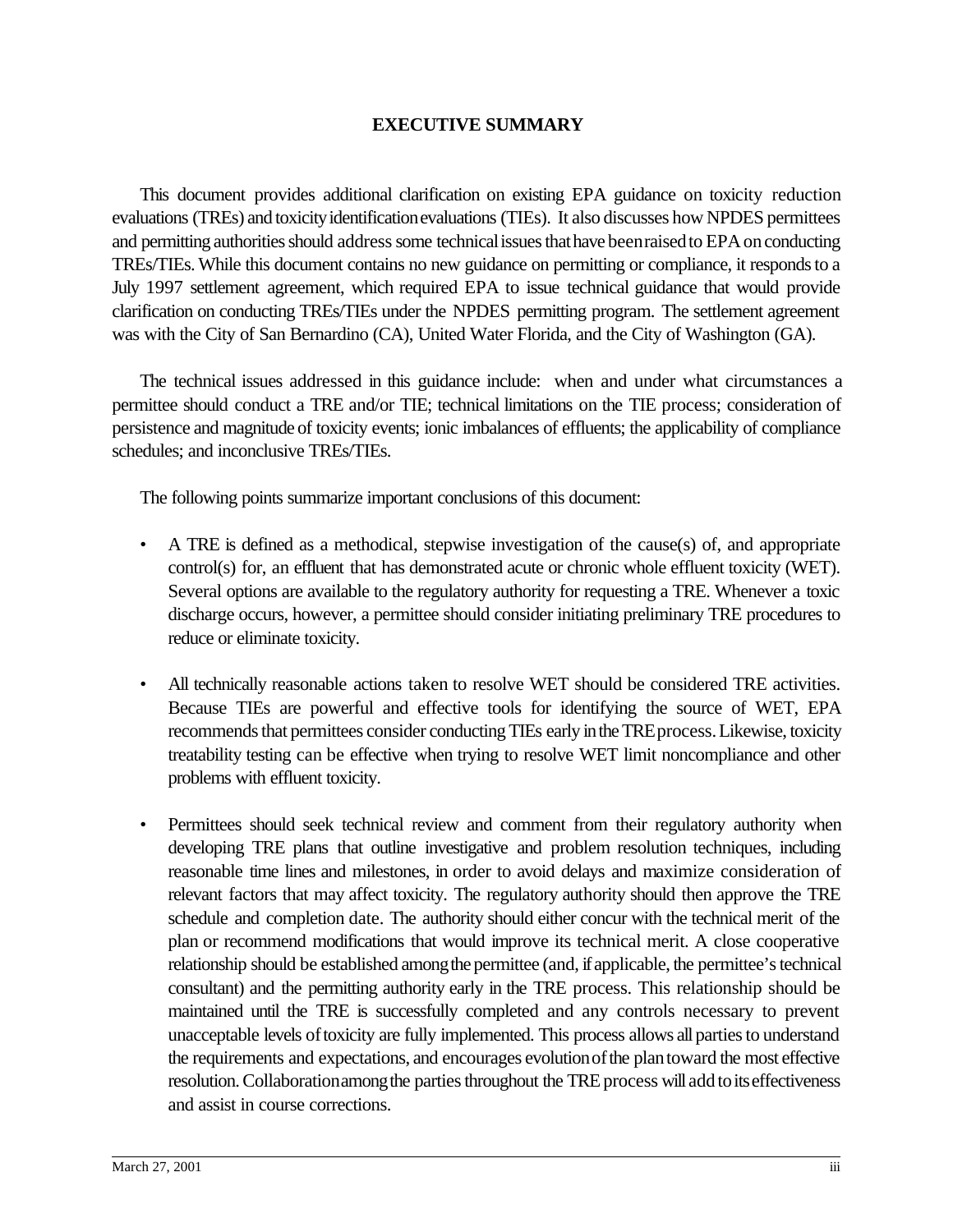# EXECUTIVE SUMMARY

This document provides additional clarification on existing EPA guidance on toxicity reduction evaluations (TREs) and toxicity identification evaluations (TIEs). It also discusses how NPDES permittees and permitting authorities should address some technical issues that have been raised to EPA on conducting TREs/TIEs. While this document contains no new guidance on permitting or compliance, it responds to a July 1997 settlement agreement, which required EPA to issue technical guidance that would provide clarification on conducting TREs/TIEs under the NPDES permitting program. The settlement agreement was with the City of San Bernardino (CA), United Water Florida, and the City of Washington (GA).

The technical issues addressed in this guidance include: when and under what circumstances a permittee should conduct a TRE and/or TIE; technical limitations on the TIE process; consideration of persistence and magnitude of toxicity events; ionic imbalances of effluents; the applicability of compliance schedules; and inconclusive TREs/TIEs.

The following points summarize important conclusions of this document:

- A TRE is defined as a methodical, stepwise investigation of the cause(s) of, and appropriate control(s) for, an effluent that has demonstrated acute or chronic whole effluent toxicity (WET). Several options are available to the regulatory authority for requesting a TRE. Whenever a toxic discharge occurs, however, a permittee should consider initiating preliminary TRE procedures to reduce or eliminate toxicity.

- All technically reasonable actions taken to resolve WET should be considered TRE activities. Because TIEs are powerful and effective tools for identifying the source of WET, EPA recommends that permittees consider conducting TIEs early in the TRE process. Likewise, toxicity treatability testing can be effective when trying to resolve WET limit noncompliance and other problems with effluent toxicity.

- Permittees should seek technical review and comment from their regulatory authority when developing TRE plans that outline investigative and problem resolution techniques, including reasonable time lines and milestones, in order to avoid delays and maximize consideration of relevant factors that may affect toxicity. The regulatory authority should then approve the TRE schedule and completion date. The authority should either concur with the technical merit of the plan or recommend modifications that would improve its technical merit. A close cooperative relationship should be established among the permittee (and, if applicable, the permittee's technical consultant) and the permitting authority early in the TRE process. This relationship should be maintained until the TRE is successfully completed and any controls necessary to prevent unacceptable levels of toxicity are fully implemented. This process allows all parties to understand the requirements and expectations, and encourages evolution of the plan toward the most effective resolution. Collaboration among the parties throughout the TRE process will add to its effectiveness and assist in course corrections.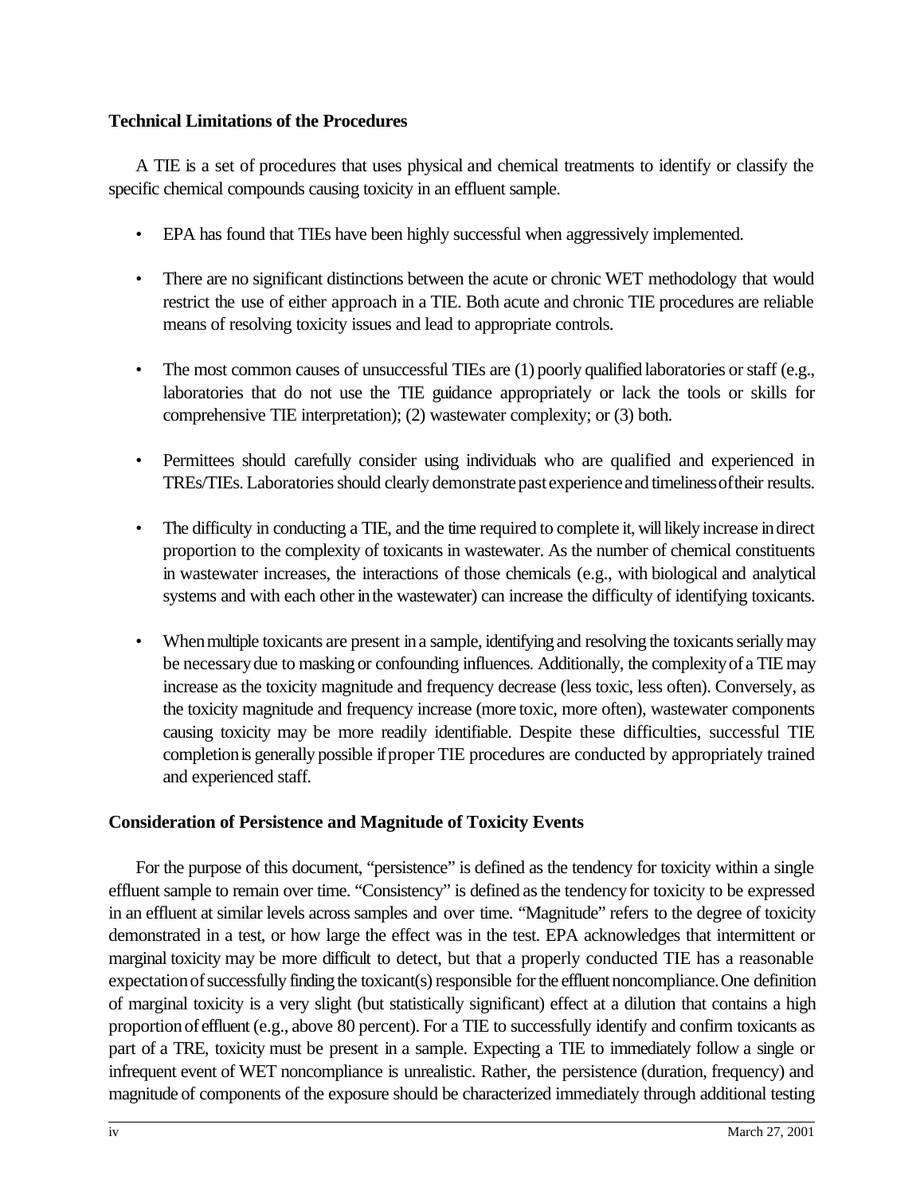## Technical Limitations of the Procedures

A TIE is a set of procedures that uses physical and chemical treatments to identify or classify the specific chemical compounds causing toxicity in an effluent sample.

- EPA has found that TIEs have been highly successful when aggressively implemented.
- There are no significant distinctions between the acute or chronic WET methodology that would restrict the use of either approach in a TIE. Both acute and chronic TIE procedures are reliable means of resolving toxicity issues and lead to appropriate controls.
- The most common causes of unsuccessful TIEs are (1) poorly qualified laboratories or staff (e.g., laboratories that do not use the TIE guidance appropriately or lack the tools or skills for comprehensive TIE interpretation); (2) wastewater complexity; or (3) both.
- Permittees should carefully consider using individuals who are qualified and experienced in TREs/TIEs. Laboratories should clearly demonstrate past experience and timeliness of their results.
- The difficulty in conducting a TIE, and the time required to complete it, will likely increase in direct proportion to the complexity of toxicants in wastewater. As the number of chemical constituents in wastewater increases, the interactions of those chemicals (e.g., with biological and analytical systems and with each other in the wastewater) can increase the difficulty of identifying toxicants.
- When multiple toxicants are present in a sample, identifying and resolving the toxicants serially may be necessary due to masking or confounding influences. Additionally, the complexity of a TIE may increase as the toxicity magnitude and frequency decrease (less toxic, less often). Conversely, as the toxicity magnitude and frequency increase (more toxic, more often), wastewater components causing toxicity may be more readily identifiable. Despite these difficulties, successful TIE completion is generally possible if proper TIE procedures are conducted by appropriately trained and experienced staff.

## Consideration of Persistence and Magnitude of Toxicity Events

For the purpose of this document, "persistence" is defined as the tendency for toxicity within a single effluent sample to remain over time. "Consistency" is defined as the tendency for toxicity to be expressed in an effluent at similar levels across samples and over time. "Magnitude" refers to the degree of toxicity demonstrated in a test, or how large the effect was in the test. EPA acknowledges that intermittent or marginal toxicity may be more difficult to detect, but that a properly conducted TIE has a reasonable expectation of successfully finding the toxicant(s) responsible for the effluent noncompliance. One definition of marginal toxicity is a very slight (but statistically significant) effect at a dilution that contains a high proportion of effluent (e.g., above 80 percent). For a TIE to successfully identify and confirm toxicants as part of a TRE, toxicity must be present in a sample. Expecting a TIE to immediately follow a single or infrequent event of WET noncompliance is unrealistic. Rather, the persistence (duration, frequency) and magnitude of components of the exposure should be characterized immediately through additional testing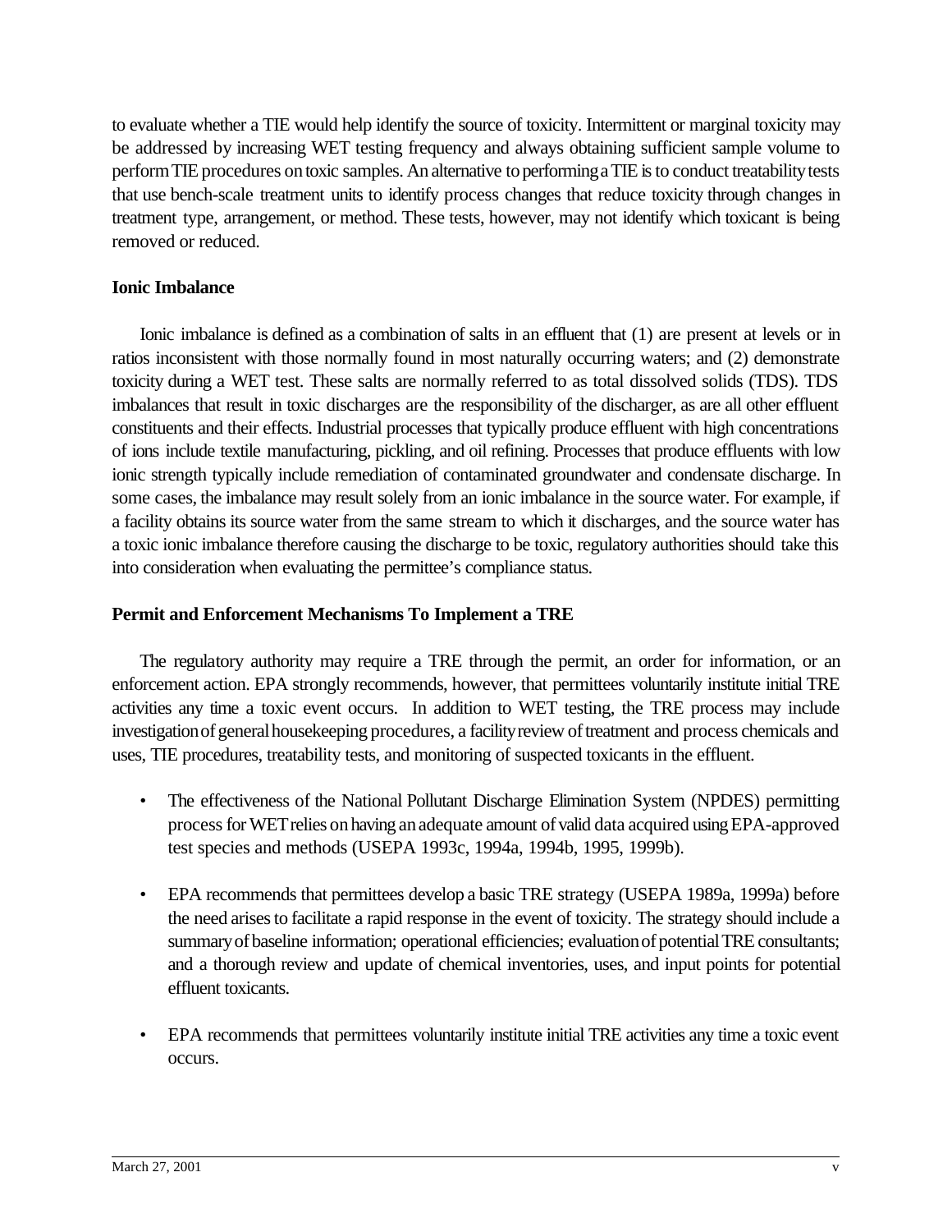to evaluate whether a TIE would help identify the source of toxicity. Intermittent or marginal toxicity may be addressed by increasing WET testing frequency and always obtaining sufficient sample volume to perform TIE procedures on toxic samples. An alternative to performing a TIE is to conduct treatability tests that use bench-scale treatment units to identify process changes that reduce toxicity through changes in treatment type, arrangement, or method. These tests, however, may not identify which toxicant is being removed or reduced.

**Ionic Imbalance**

Ionic imbalance is defined as a combination of salts in an effluent that (1) are present at levels or in ratios inconsistent with those normally found in most naturally occurring waters; and (2) demonstrate toxicity during a WET test. These salts are normally referred to as total dissolved solids (TDS). TDS imbalances that result in toxic discharges are the responsibility of the discharger, as are all other effluent constituents and their effects. Industrial processes that typically produce effluent with high concentrations of ions include textile manufacturing, pickling, and oil refining. Processes that produce effluents with low ionic strength typically include remediation of contaminated groundwater and condensate discharge. In some cases, the imbalance may result solely from an ionic imbalance in the source water. For example, if a facility obtains its source water from the same stream to which it discharges, and the source water has a toxic ionic imbalance therefore causing the discharge to be toxic, regulatory authorities should take this into consideration when evaluating the permittee's compliance status.

**Permit and Enforcement Mechanisms To Implement a TRE**

The regulatory authority may require a TRE through the permit, an order for information, or an enforcement action. EPA strongly recommends, however, that permittees voluntarily institute initial TRE activities any time a toxic event occurs. In addition to WET testing, the TRE process may include investigation of general housekeeping procedures, a facility review of treatment and process chemicals and uses, TIE procedures, treatability tests, and monitoring of suspected toxicants in the effluent.

- The effectiveness of the National Pollutant Discharge Elimination System (NPDES) permitting process for WET relies on having an adequate amount of valid data acquired using EPA-approved test species and methods (USEPA 1993c, 1994a, 1994b, 1995, 1999b).

- EPA recommends that permittees develop a basic TRE strategy (USEPA 1989a, 1999a) before the need arises to facilitate a rapid response in the event of toxicity. The strategy should include a summary of baseline information; operational efficiencies; evaluation of potential TRE consultants; and a thorough review and update of chemical inventories, uses, and input points for potential effluent toxicants.

- EPA recommends that permittees voluntarily institute initial TRE activities any time a toxic event occurs.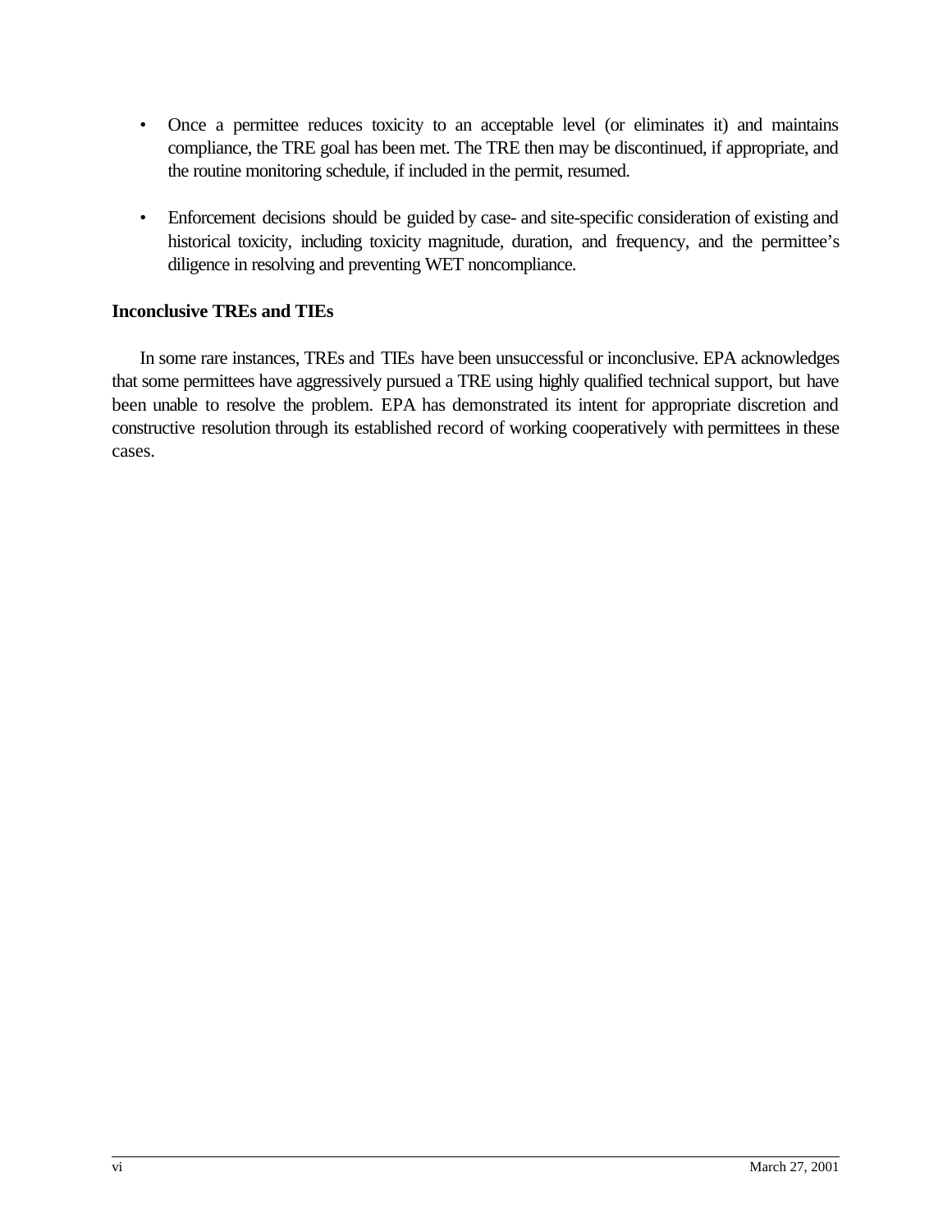- Once a permittee reduces toxicity to an acceptable level (or eliminates it) and maintains compliance, the TRE goal has been met. The TRE then may be discontinued, if appropriate, and the routine monitoring schedule, if included in the permit, resumed.

- Enforcement decisions should be guided by case- and site-specific consideration of existing and historical toxicity, including toxicity magnitude, duration, and frequency, and the permittee's diligence in resolving and preventing WET noncompliance.

**Inconclusive TREs and TIEs**

In some rare instances, TREs and TIEs have been unsuccessful or inconclusive. EPA acknowledges that some permittees have aggressively pursued a TRE using highly qualified technical support, but have been unable to resolve the problem. EPA has demonstrated its intent for appropriate discretion and constructive resolution through its established record of working cooperatively with permittees in these cases.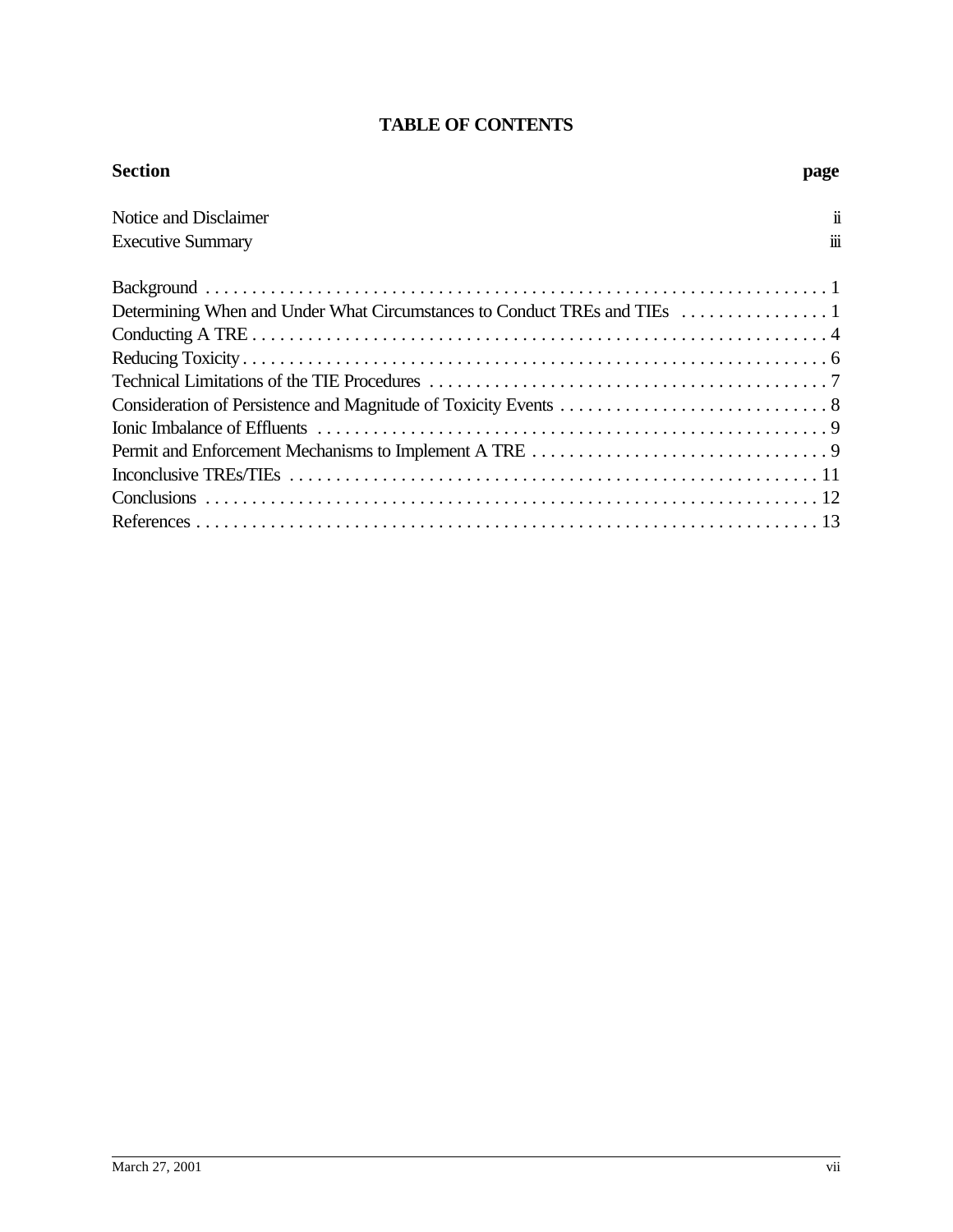# TABLE OF CONTENTS

| Section | page |
| --- | --- |
| Notice and Disclaimer | ii |
| Executive Summary | iii |
| Background | 1 |
| Determining When and Under What Circumstances to Conduct TREs and TIEs | 1 |
| Conducting A TRE | 4 |
| Reducing Toxicity | 6 |
| Technical Limitations of the TIE Procedures | 7 |
| Consideration of Persistence and Magnitude of Toxicity Events | 8 |
| Ionic Imbalance of Effluents | 9 |
| Permit and Enforcement Mechanisms to Implement A TRE | 9 |
| Inconclusive TREs/TIEs | 11 |
| Conclusions | 12 |
| References | 13 |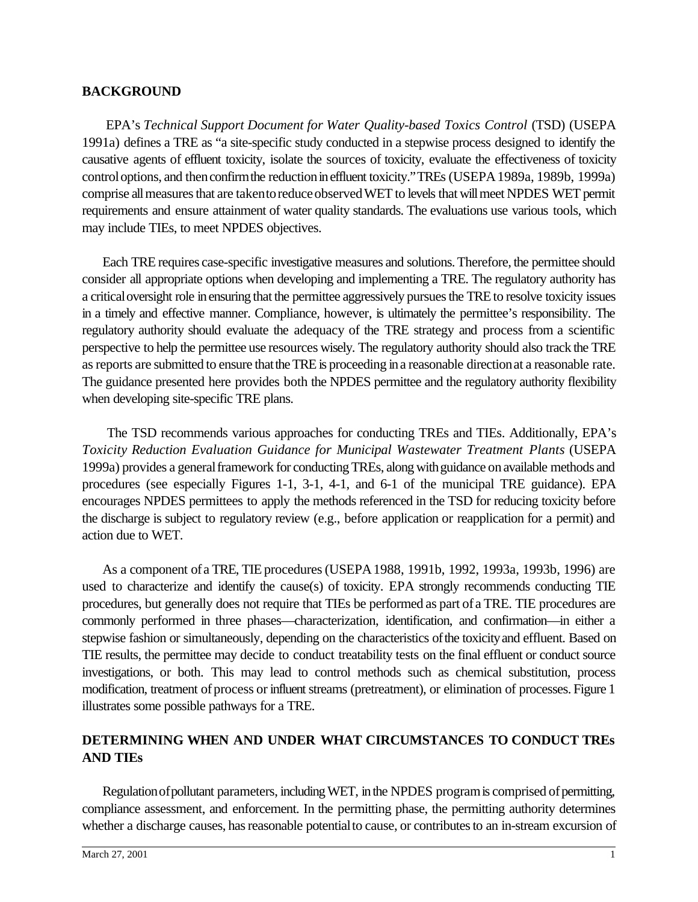## BACKGROUND

EPA's *Technical Support Document for Water Quality-based Toxics Control* (TSD) (USEPA 1991a) defines a TRE as "a site-specific study conducted in a stepwise process designed to identify the causative agents of effluent toxicity, isolate the sources of toxicity, evaluate the effectiveness of toxicity control options, and then confirm the reduction in effluent toxicity." TREs (USEPA 1989a, 1989b, 1999a) comprise all measures that are taken to reduce observed WET to levels that will meet NPDES WET permit requirements and ensure attainment of water quality standards. The evaluations use various tools, which may include TIEs, to meet NPDES objectives.

Each TRE requires case-specific investigative measures and solutions. Therefore, the permittee should consider all appropriate options when developing and implementing a TRE. The regulatory authority has a critical oversight role in ensuring that the permittee aggressively pursues the TRE to resolve toxicity issues in a timely and effective manner. Compliance, however, is ultimately the permittee's responsibility. The regulatory authority should evaluate the adequacy of the TRE strategy and process from a scientific perspective to help the permittee use resources wisely. The regulatory authority should also track the TRE as reports are submitted to ensure that the TRE is proceeding in a reasonable direction at a reasonable rate. The guidance presented here provides both the NPDES permittee and the regulatory authority flexibility when developing site-specific TRE plans.

The TSD recommends various approaches for conducting TREs and TIEs. Additionally, EPA's *Toxicity Reduction Evaluation Guidance for Municipal Wastewater Treatment Plants* (USEPA 1999a) provides a general framework for conducting TREs, along with guidance on available methods and procedures (see especially Figures 1-1, 3-1, 4-1, and 6-1 of the municipal TRE guidance). EPA encourages NPDES permittees to apply the methods referenced in the TSD for reducing toxicity before the discharge is subject to regulatory review (e.g., before application or reapplication for a permit) and action due to WET.

As a component of a TRE, TIE procedures (USEPA 1988, 1991b, 1992, 1993a, 1993b, 1996) are used to characterize and identify the cause(s) of toxicity. EPA strongly recommends conducting TIE procedures, but generally does not require that TIEs be performed as part of a TRE. TIE procedures are commonly performed in three phases—characterization, identification, and confirmation—in either a stepwise fashion or simultaneously, depending on the characteristics of the toxicity and effluent. Based on TIE results, the permittee may decide to conduct treatability tests on the final effluent or conduct source investigations, or both. This may lead to control methods such as chemical substitution, process modification, treatment of process or influent streams (pretreatment), or elimination of processes. Figure 1 illustrates some possible pathways for a TRE.

## DETERMINING WHEN AND UNDER WHAT CIRCUMSTANCES TO CONDUCT TREs AND TIEs

Regulation of pollutant parameters, including WET, in the NPDES program is comprised of permitting, compliance assessment, and enforcement. In the permitting phase, the permitting authority determines whether a discharge causes, has reasonable potential to cause, or contributes to an in-stream excursion of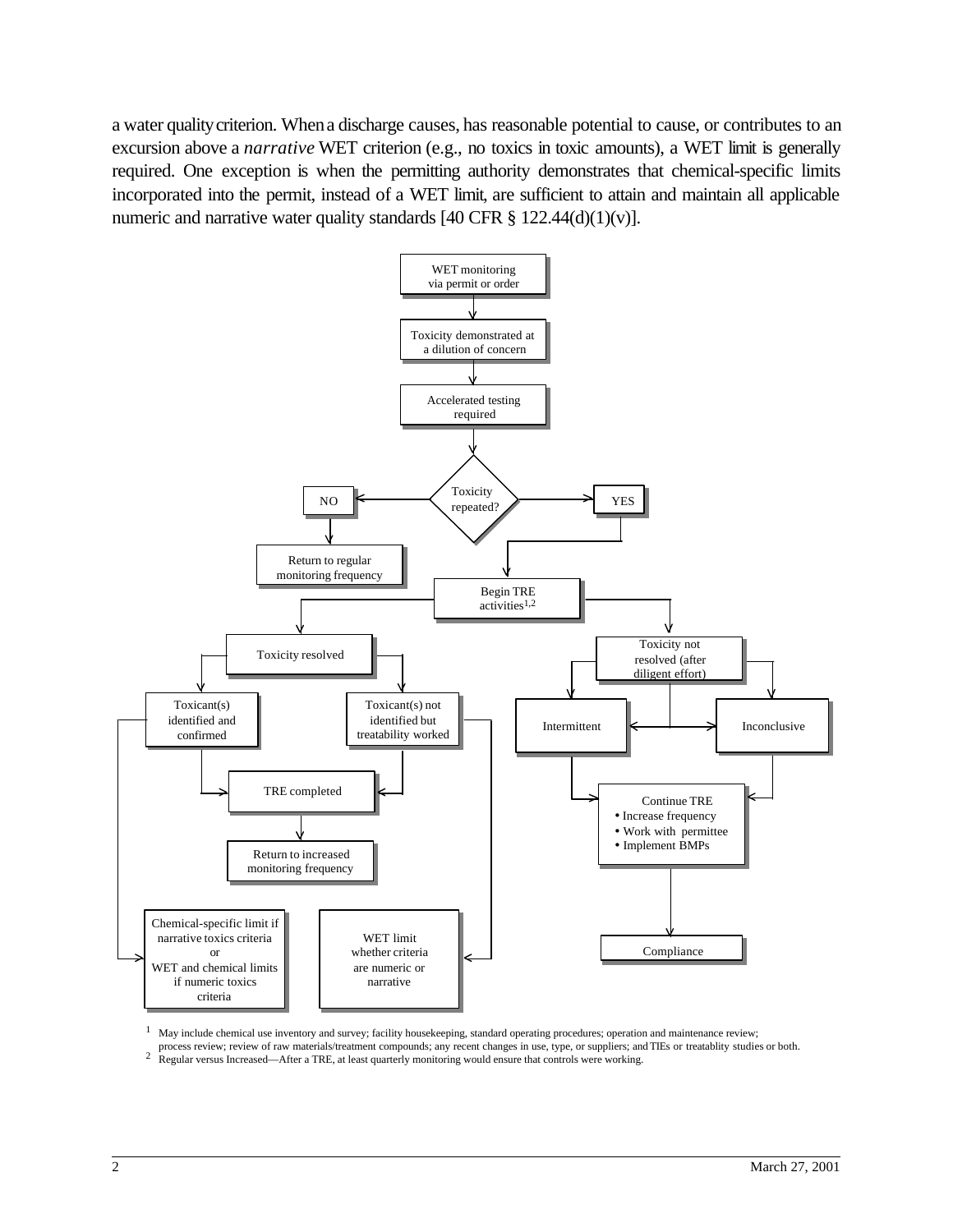a water quality criterion. When a discharge causes, has reasonable potential to cause, or contributes to an excursion above a *narrative* WET criterion (e.g., no toxics in toxic amounts), a WET limit is generally required. One exception is when the permitting authority demonstrates that chemical-specific limits incorporated into the permit, instead of a WET limit, are sufficient to attain and maintain all applicable numeric and narrative water quality standards [40 CFR § 122.44(d)(1)(v)].

WET monitoring via permit or order

Toxicity demonstrated at a dilution of concern

Accelerated testing required

Toxicity repeated?

NO

Return to regular monitoring frequency

YES

Begin TRE activities[1,2]

Toxicity resolved

Toxicant(s) identified and confirmed

Toxicant(s) not identified but treatability worked

TRE completed

Return to increased monitoring frequency

Chemical-specific limit if narrative toxics criteria or WET and chemical limits if numeric toxics criteria

WET limit whether criteria are numeric or narrative

Toxicity not resolved (after diligent effort)

Intermittent

Inconclusive

Continue TRE
- Increase frequency
- Work with permittee
- Implement BMPs

Compliance

[1] May include chemical use inventory and survey; facility housekeeping, standard operating procedures; operation and maintenance review; process review; review of raw materials/treatment compounds; any recent changes in use, type, or suppliers; and TIEs or treatablity studies or both.

[2] Regular versus Increased—After a TRE, at least quarterly monitoring would ensure that controls were working.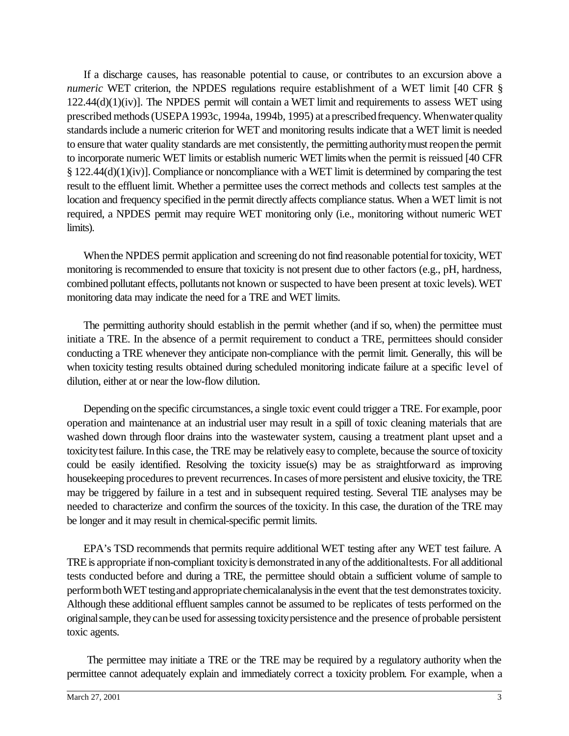If a discharge causes, has reasonable potential to cause, or contributes to an excursion above a *numeric* WET criterion, the NPDES regulations require establishment of a WET limit [40 CFR § 122.44(d)(1)(iv)]. The NPDES permit will contain a WET limit and requirements to assess WET using prescribed methods (USEPA 1993c, 1994a, 1994b, 1995) at a prescribed frequency. When water quality standards include a numeric criterion for WET and monitoring results indicate that a WET limit is needed to ensure that water quality standards are met consistently, the permitting authority must reopen the permit to incorporate numeric WET limits or establish numeric WET limits when the permit is reissued [40 CFR § 122.44(d)(1)(iv)]. Compliance or noncompliance with a WET limit is determined by comparing the test result to the effluent limit. Whether a permittee uses the correct methods and collects test samples at the location and frequency specified in the permit directly affects compliance status. When a WET limit is not required, a NPDES permit may require WET monitoring only (i.e., monitoring without numeric WET limits).

When the NPDES permit application and screening do not find reasonable potential for toxicity, WET monitoring is recommended to ensure that toxicity is not present due to other factors (e.g., pH, hardness, combined pollutant effects, pollutants not known or suspected to have been present at toxic levels). WET monitoring data may indicate the need for a TRE and WET limits.

The permitting authority should establish in the permit whether (and if so, when) the permittee must initiate a TRE. In the absence of a permit requirement to conduct a TRE, permittees should consider conducting a TRE whenever they anticipate non-compliance with the permit limit. Generally, this will be when toxicity testing results obtained during scheduled monitoring indicate failure at a specific level of dilution, either at or near the low-flow dilution.

Depending on the specific circumstances, a single toxic event could trigger a TRE. For example, poor operation and maintenance at an industrial user may result in a spill of toxic cleaning materials that are washed down through floor drains into the wastewater system, causing a treatment plant upset and a toxicity test failure. In this case, the TRE may be relatively easy to complete, because the source of toxicity could be easily identified. Resolving the toxicity issue(s) may be as straightforward as improving housekeeping procedures to prevent recurrences. In cases of more persistent and elusive toxicity, the TRE may be triggered by failure in a test and in subsequent required testing. Several TIE analyses may be needed to characterize and confirm the sources of the toxicity. In this case, the duration of the TRE may be longer and it may result in chemical-specific permit limits.

EPA's TSD recommends that permits require additional WET testing after any WET test failure. A TRE is appropriate if non-compliant toxicity is demonstrated in any of the additional tests. For all additional tests conducted before and during a TRE, the permittee should obtain a sufficient volume of sample to perform both WET testing and appropriate chemical analysis in the event that the test demonstrates toxicity. Although these additional effluent samples cannot be assumed to be replicates of tests performed on the original sample, they can be used for assessing toxicity persistence and the presence of probable persistent toxic agents.

The permittee may initiate a TRE or the TRE may be required by a regulatory authority when the permittee cannot adequately explain and immediately correct a toxicity problem. For example, when a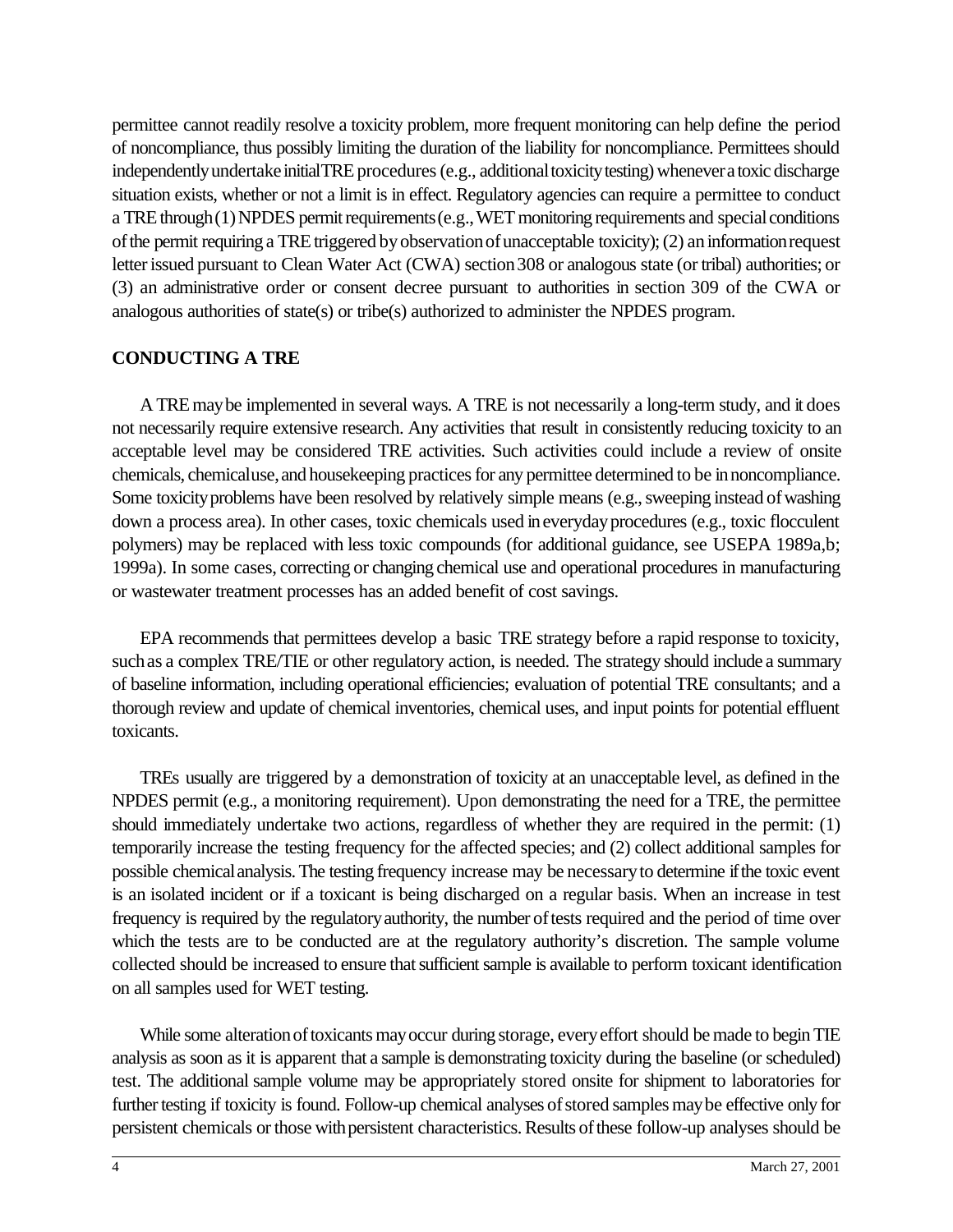permittee cannot readily resolve a toxicity problem, more frequent monitoring can help define the period of noncompliance, thus possibly limiting the duration of the liability for noncompliance. Permittees should independently undertake initial TRE procedures (e.g., additional toxicity testing) whenever a toxic discharge situation exists, whether or not a limit is in effect. Regulatory agencies can require a permittee to conduct a TRE through (1) NPDES permit requirements (e.g., WET monitoring requirements and special conditions of the permit requiring a TRE triggered by observation of unacceptable toxicity); (2) an information request letter issued pursuant to Clean Water Act (CWA) section 308 or analogous state (or tribal) authorities; or (3) an administrative order or consent decree pursuant to authorities in section 309 of the CWA or analogous authorities of state(s) or tribe(s) authorized to administer the NPDES program.

## CONDUCTING A TRE

A TRE may be implemented in several ways. A TRE is not necessarily a long-term study, and it does not necessarily require extensive research. Any activities that result in consistently reducing toxicity to an acceptable level may be considered TRE activities. Such activities could include a review of onsite chemicals, chemical use, and housekeeping practices for any permittee determined to be in noncompliance. Some toxicity problems have been resolved by relatively simple means (e.g., sweeping instead of washing down a process area). In other cases, toxic chemicals used in everyday procedures (e.g., toxic flocculent polymers) may be replaced with less toxic compounds (for additional guidance, see USEPA 1989a,b; 1999a). In some cases, correcting or changing chemical use and operational procedures in manufacturing or wastewater treatment processes has an added benefit of cost savings.

EPA recommends that permittees develop a basic TRE strategy before a rapid response to toxicity, such as a complex TRE/TIE or other regulatory action, is needed. The strategy should include a summary of baseline information, including operational efficiencies; evaluation of potential TRE consultants; and a thorough review and update of chemical inventories, chemical uses, and input points for potential effluent toxicants.

TREs usually are triggered by a demonstration of toxicity at an unacceptable level, as defined in the NPDES permit (e.g., a monitoring requirement). Upon demonstrating the need for a TRE, the permittee should immediately undertake two actions, regardless of whether they are required in the permit: (1) temporarily increase the testing frequency for the affected species; and (2) collect additional samples for possible chemical analysis. The testing frequency increase may be necessary to determine if the toxic event is an isolated incident or if a toxicant is being discharged on a regular basis. When an increase in test frequency is required by the regulatory authority, the number of tests required and the period of time over which the tests are to be conducted are at the regulatory authority's discretion. The sample volume collected should be increased to ensure that sufficient sample is available to perform toxicant identification on all samples used for WET testing.

While some alteration of toxicants may occur during storage, every effort should be made to begin TIE analysis as soon as it is apparent that a sample is demonstrating toxicity during the baseline (or scheduled) test. The additional sample volume may be appropriately stored onsite for shipment to laboratories for further testing if toxicity is found. Follow-up chemical analyses of stored samples may be effective only for persistent chemicals or those with persistent characteristics. Results of these follow-up analyses should be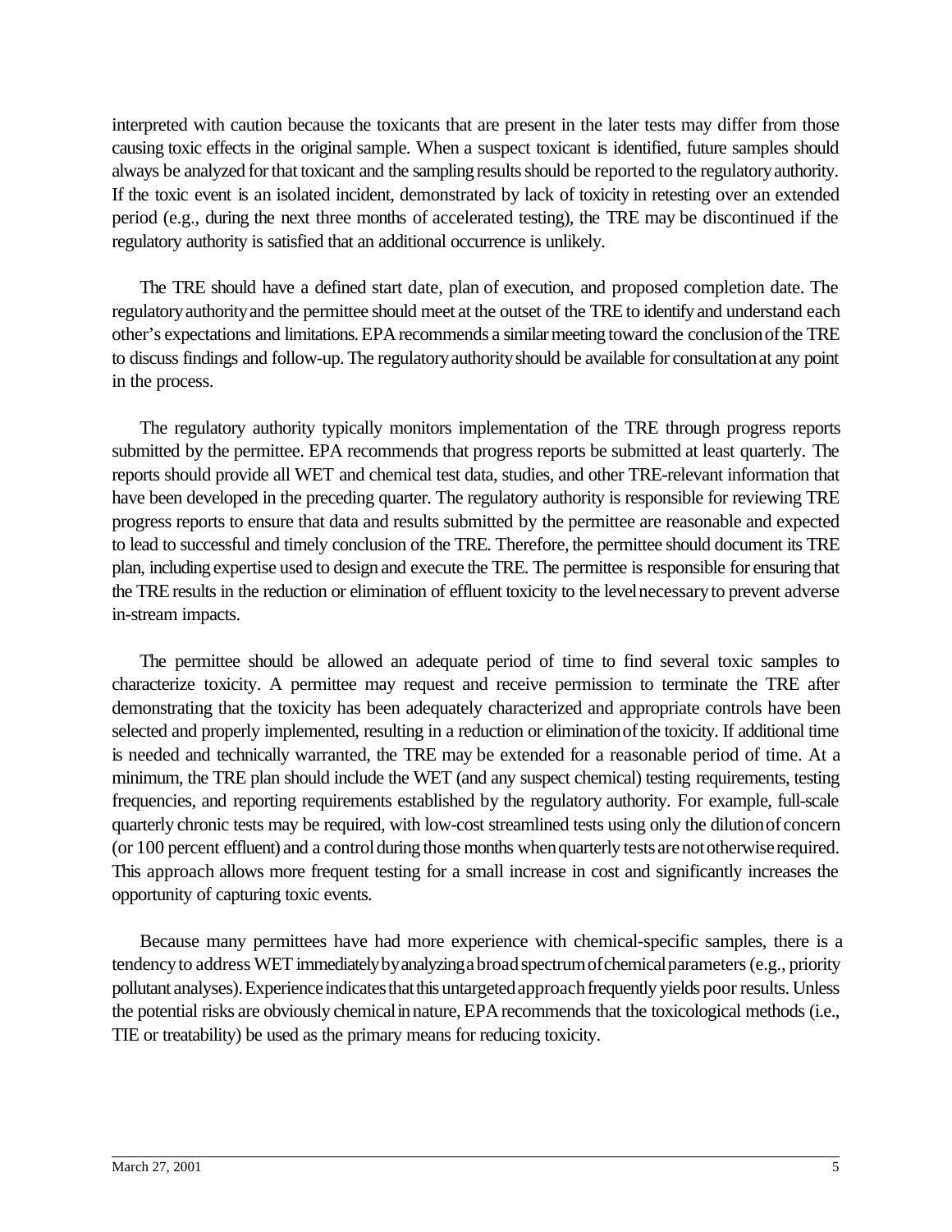interpreted with caution because the toxicants that are present in the later tests may differ from those causing toxic effects in the original sample. When a suspect toxicant is identified, future samples should always be analyzed for that toxicant and the sampling results should be reported to the regulatory authority. If the toxic event is an isolated incident, demonstrated by lack of toxicity in retesting over an extended period (e.g., during the next three months of accelerated testing), the TRE may be discontinued if the regulatory authority is satisfied that an additional occurrence is unlikely.

The TRE should have a defined start date, plan of execution, and proposed completion date. The regulatory authority and the permittee should meet at the outset of the TRE to identify and understand each other's expectations and limitations. EPA recommends a similar meeting toward the conclusion of the TRE to discuss findings and follow-up. The regulatory authority should be available for consultation at any point in the process.

The regulatory authority typically monitors implementation of the TRE through progress reports submitted by the permittee. EPA recommends that progress reports be submitted at least quarterly. The reports should provide all WET and chemical test data, studies, and other TRE-relevant information that have been developed in the preceding quarter. The regulatory authority is responsible for reviewing TRE progress reports to ensure that data and results submitted by the permittee are reasonable and expected to lead to successful and timely conclusion of the TRE. Therefore, the permittee should document its TRE plan, including expertise used to design and execute the TRE. The permittee is responsible for ensuring that the TRE results in the reduction or elimination of effluent toxicity to the level necessary to prevent adverse in-stream impacts.

The permittee should be allowed an adequate period of time to find several toxic samples to characterize toxicity. A permittee may request and receive permission to terminate the TRE after demonstrating that the toxicity has been adequately characterized and appropriate controls have been selected and properly implemented, resulting in a reduction or elimination of the toxicity. If additional time is needed and technically warranted, the TRE may be extended for a reasonable period of time. At a minimum, the TRE plan should include the WET (and any suspect chemical) testing requirements, testing frequencies, and reporting requirements established by the regulatory authority. For example, full-scale quarterly chronic tests may be required, with low-cost streamlined tests using only the dilution of concern (or 100 percent effluent) and a control during those months when quarterly tests are not otherwise required. This approach allows more frequent testing for a small increase in cost and significantly increases the opportunity of capturing toxic events.

Because many permittees have had more experience with chemical-specific samples, there is a tendency to address WET immediately by analyzing a broad spectrum of chemical parameters (e.g., priority pollutant analyses). Experience indicates that this untargeted approach frequently yields poor results. Unless the potential risks are obviously chemical in nature, EPA recommends that the toxicological methods (i.e., TIE or treatability) be used as the primary means for reducing toxicity.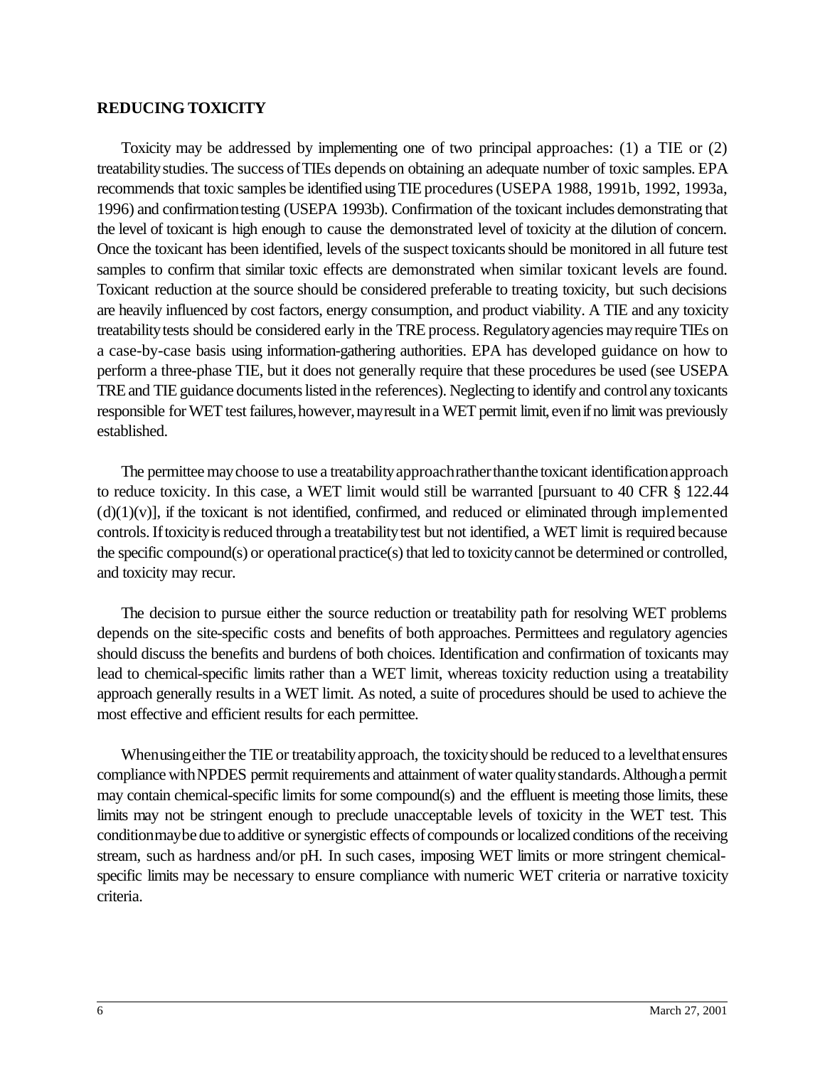## REDUCING TOXICITY

Toxicity may be addressed by implementing one of two principal approaches: (1) a TIE or (2) treatability studies. The success of TIEs depends on obtaining an adequate number of toxic samples. EPA recommends that toxic samples be identified using TIE procedures (USEPA 1988, 1991b, 1992, 1993a, 1996) and confirmation testing (USEPA 1993b). Confirmation of the toxicant includes demonstrating that the level of toxicant is high enough to cause the demonstrated level of toxicity at the dilution of concern. Once the toxicant has been identified, levels of the suspect toxicants should be monitored in all future test samples to confirm that similar toxic effects are demonstrated when similar toxicant levels are found. Toxicant reduction at the source should be considered preferable to treating toxicity, but such decisions are heavily influenced by cost factors, energy consumption, and product viability. A TIE and any toxicity treatability tests should be considered early in the TRE process. Regulatory agencies may require TIEs on a case-by-case basis using information-gathering authorities. EPA has developed guidance on how to perform a three-phase TIE, but it does not generally require that these procedures be used (see USEPA TRE and TIE guidance documents listed in the references). Neglecting to identify and control any toxicants responsible for WET test failures, however, may result in a WET permit limit, even if no limit was previously established.

The permittee may choose to use a treatability approach rather than the toxicant identification approach to reduce toxicity. In this case, a WET limit would still be warranted [pursuant to 40 CFR § 122.44 (d)(1)(v)], if the toxicant is not identified, confirmed, and reduced or eliminated through implemented controls. If toxicity is reduced through a treatability test but not identified, a WET limit is required because the specific compound(s) or operational practice(s) that led to toxicity cannot be determined or controlled, and toxicity may recur.

The decision to pursue either the source reduction or treatability path for resolving WET problems depends on the site-specific costs and benefits of both approaches. Permittees and regulatory agencies should discuss the benefits and burdens of both choices. Identification and confirmation of toxicants may lead to chemical-specific limits rather than a WET limit, whereas toxicity reduction using a treatability approach generally results in a WET limit. As noted, a suite of procedures should be used to achieve the most effective and efficient results for each permittee.

When using either the TIE or treatability approach, the toxicity should be reduced to a level that ensures compliance with NPDES permit requirements and attainment of water quality standards. Although a permit may contain chemical-specific limits for some compound(s) and the effluent is meeting those limits, these limits may not be stringent enough to preclude unacceptable levels of toxicity in the WET test. This condition may be due to additive or synergistic effects of compounds or localized conditions of the receiving stream, such as hardness and/or pH. In such cases, imposing WET limits or more stringent chemical-specific limits may be necessary to ensure compliance with numeric WET criteria or narrative toxicity criteria.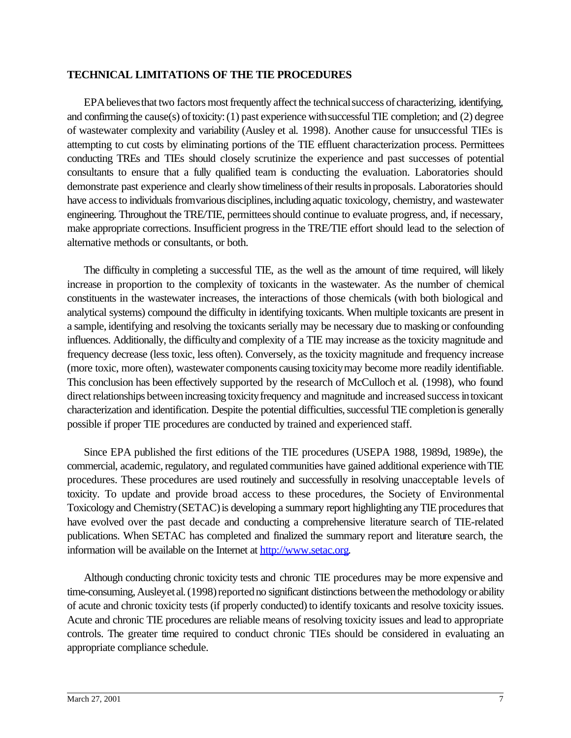## TECHNICAL LIMITATIONS OF THE TIE PROCEDURES

EPA believes that two factors most frequently affect the technical success of characterizing, identifying, and confirming the cause(s) of toxicity: (1) past experience with successful TIE completion; and (2) degree of wastewater complexity and variability (Ausley et al. 1998). Another cause for unsuccessful TIEs is attempting to cut costs by eliminating portions of the TIE effluent characterization process. Permittees conducting TREs and TIEs should closely scrutinize the experience and past successes of potential consultants to ensure that a fully qualified team is conducting the evaluation. Laboratories should demonstrate past experience and clearly show timeliness of their results in proposals. Laboratories should have access to individuals from various disciplines, including aquatic toxicology, chemistry, and wastewater engineering. Throughout the TRE/TIE, permittees should continue to evaluate progress, and, if necessary, make appropriate corrections. Insufficient progress in the TRE/TIE effort should lead to the selection of alternative methods or consultants, or both.

The difficulty in completing a successful TIE, as the well as the amount of time required, will likely increase in proportion to the complexity of toxicants in the wastewater. As the number of chemical constituents in the wastewater increases, the interactions of those chemicals (with both biological and analytical systems) compound the difficulty in identifying toxicants. When multiple toxicants are present in a sample, identifying and resolving the toxicants serially may be necessary due to masking or confounding influences. Additionally, the difficulty and complexity of a TIE may increase as the toxicity magnitude and frequency decrease (less toxic, less often). Conversely, as the toxicity magnitude and frequency increase (more toxic, more often), wastewater components causing toxicity may become more readily identifiable. This conclusion has been effectively supported by the research of McCulloch et al. (1998), who found direct relationships between increasing toxicity frequency and magnitude and increased success in toxicant characterization and identification. Despite the potential difficulties, successful TIE completion is generally possible if proper TIE procedures are conducted by trained and experienced staff.

Since EPA published the first editions of the TIE procedures (USEPA 1988, 1989d, 1989e), the commercial, academic, regulatory, and regulated communities have gained additional experience with TIE procedures. These procedures are used routinely and successfully in resolving unacceptable levels of toxicity. To update and provide broad access to these procedures, the Society of Environmental Toxicology and Chemistry (SETAC) is developing a summary report highlighting any TIE procedures that have evolved over the past decade and conducting a comprehensive literature search of TIE-related publications. When SETAC has completed and finalized the summary report and literature search, the information will be available on the Internet at http://www.setac.org.

Although conducting chronic toxicity tests and chronic TIE procedures may be more expensive and time-consuming, Ausley et al. (1998) reported no significant distinctions between the methodology or ability of acute and chronic toxicity tests (if properly conducted) to identify toxicants and resolve toxicity issues. Acute and chronic TIE procedures are reliable means of resolving toxicity issues and lead to appropriate controls. The greater time required to conduct chronic TIEs should be considered in evaluating an appropriate compliance schedule.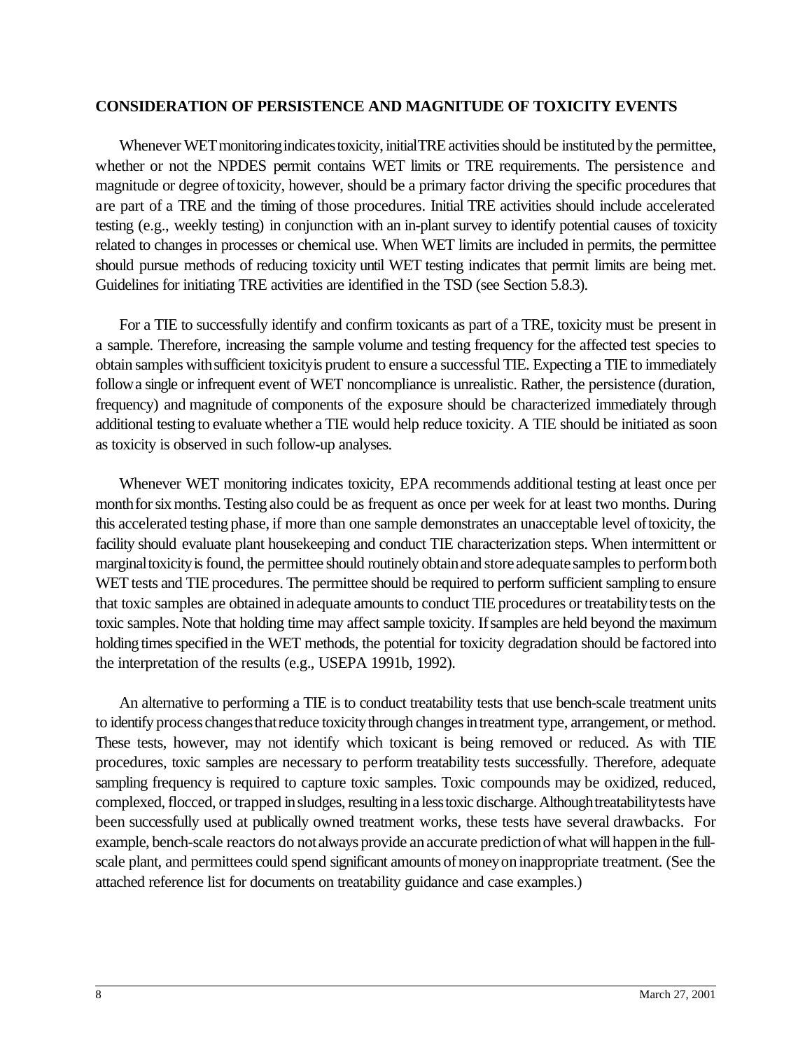## CONSIDERATION OF PERSISTENCE AND MAGNITUDE OF TOXICITY EVENTS

Whenever WET monitoring indicates toxicity, initial TRE activities should be instituted by the permittee, whether or not the NPDES permit contains WET limits or TRE requirements. The persistence and magnitude or degree of toxicity, however, should be a primary factor driving the specific procedures that are part of a TRE and the timing of those procedures. Initial TRE activities should include accelerated testing (e.g., weekly testing) in conjunction with an in-plant survey to identify potential causes of toxicity related to changes in processes or chemical use. When WET limits are included in permits, the permittee should pursue methods of reducing toxicity until WET testing indicates that permit limits are being met. Guidelines for initiating TRE activities are identified in the TSD (see Section 5.8.3).

For a TIE to successfully identify and confirm toxicants as part of a TRE, toxicity must be present in a sample. Therefore, increasing the sample volume and testing frequency for the affected test species to obtain samples with sufficient toxicity is prudent to ensure a successful TIE. Expecting a TIE to immediately follow a single or infrequent event of WET noncompliance is unrealistic. Rather, the persistence (duration, frequency) and magnitude of components of the exposure should be characterized immediately through additional testing to evaluate whether a TIE would help reduce toxicity. A TIE should be initiated as soon as toxicity is observed in such follow-up analyses.

Whenever WET monitoring indicates toxicity, EPA recommends additional testing at least once per month for six months. Testing also could be as frequent as once per week for at least two months. During this accelerated testing phase, if more than one sample demonstrates an unacceptable level of toxicity, the facility should evaluate plant housekeeping and conduct TIE characterization steps. When intermittent or marginal toxicity is found, the permittee should routinely obtain and store adequate samples to perform both WET tests and TIE procedures. The permittee should be required to perform sufficient sampling to ensure that toxic samples are obtained in adequate amounts to conduct TIE procedures or treatability tests on the toxic samples. Note that holding time may affect sample toxicity. If samples are held beyond the maximum holding times specified in the WET methods, the potential for toxicity degradation should be factored into the interpretation of the results (e.g., USEPA 1991b, 1992).

An alternative to performing a TIE is to conduct treatability tests that use bench-scale treatment units to identify process changes that reduce toxicity through changes in treatment type, arrangement, or method. These tests, however, may not identify which toxicant is being removed or reduced. As with TIE procedures, toxic samples are necessary to perform treatability tests successfully. Therefore, adequate sampling frequency is required to capture toxic samples. Toxic compounds may be oxidized, reduced, complexed, flocced, or trapped in sludges, resulting in a less toxic discharge. Although treatability tests have been successfully used at publically owned treatment works, these tests have several drawbacks. For example, bench-scale reactors do not always provide an accurate prediction of what will happen in the full-scale plant, and permittees could spend significant amounts of money on inappropriate treatment. (See the attached reference list for documents on treatability guidance and case examples.)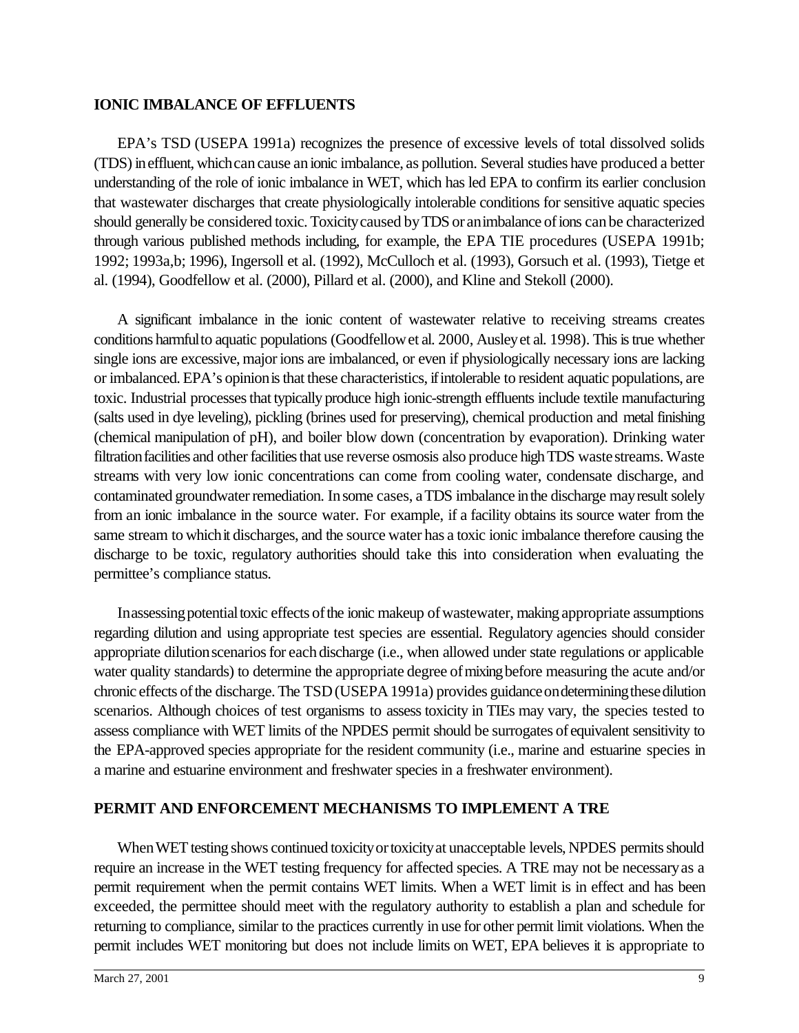## IONIC IMBALANCE OF EFFLUENTS

EPA's TSD (USEPA 1991a) recognizes the presence of excessive levels of total dissolved solids (TDS) in effluent, which can cause an ionic imbalance, as pollution. Several studies have produced a better understanding of the role of ionic imbalance in WET, which has led EPA to confirm its earlier conclusion that wastewater discharges that create physiologically intolerable conditions for sensitive aquatic species should generally be considered toxic. Toxicity caused by TDS or an imbalance of ions can be characterized through various published methods including, for example, the EPA TIE procedures (USEPA 1991b; 1992; 1993a,b; 1996), Ingersoll et al. (1992), McCulloch et al. (1993), Gorsuch et al. (1993), Tietge et al. (1994), Goodfellow et al. (2000), Pillard et al. (2000), and Kline and Stekoll (2000).

A significant imbalance in the ionic content of wastewater relative to receiving streams creates conditions harmful to aquatic populations (Goodfellow et al. 2000, Ausley et al. 1998). This is true whether single ions are excessive, major ions are imbalanced, or even if physiologically necessary ions are lacking or imbalanced. EPA's opinion is that these characteristics, if intolerable to resident aquatic populations, are toxic. Industrial processes that typically produce high ionic-strength effluents include textile manufacturing (salts used in dye leveling), pickling (brines used for preserving), chemical production and metal finishing (chemical manipulation of pH), and boiler blow down (concentration by evaporation). Drinking water filtration facilities and other facilities that use reverse osmosis also produce high TDS waste streams. Waste streams with very low ionic concentrations can come from cooling water, condensate discharge, and contaminated groundwater remediation. In some cases, a TDS imbalance in the discharge may result solely from an ionic imbalance in the source water. For example, if a facility obtains its source water from the same stream to which it discharges, and the source water has a toxic ionic imbalance therefore causing the discharge to be toxic, regulatory authorities should take this into consideration when evaluating the permittee's compliance status.

In assessing potential toxic effects of the ionic makeup of wastewater, making appropriate assumptions regarding dilution and using appropriate test species are essential. Regulatory agencies should consider appropriate dilution scenarios for each discharge (i.e., when allowed under state regulations or applicable water quality standards) to determine the appropriate degree of mixing before measuring the acute and/or chronic effects of the discharge. The TSD (USEPA 1991a) provides guidance on determining these dilution scenarios. Although choices of test organisms to assess toxicity in TIEs may vary, the species tested to assess compliance with WET limits of the NPDES permit should be surrogates of equivalent sensitivity to the EPA-approved species appropriate for the resident community (i.e., marine and estuarine species in a marine and estuarine environment and freshwater species in a freshwater environment).

## PERMIT AND ENFORCEMENT MECHANISMS TO IMPLEMENT A TRE

When WET testing shows continued toxicity or toxicity at unacceptable levels, NPDES permits should require an increase in the WET testing frequency for affected species. A TRE may not be necessary as a permit requirement when the permit contains WET limits. When a WET limit is in effect and has been exceeded, the permittee should meet with the regulatory authority to establish a plan and schedule for returning to compliance, similar to the practices currently in use for other permit limit violations. When the permit includes WET monitoring but does not include limits on WET, EPA believes it is appropriate to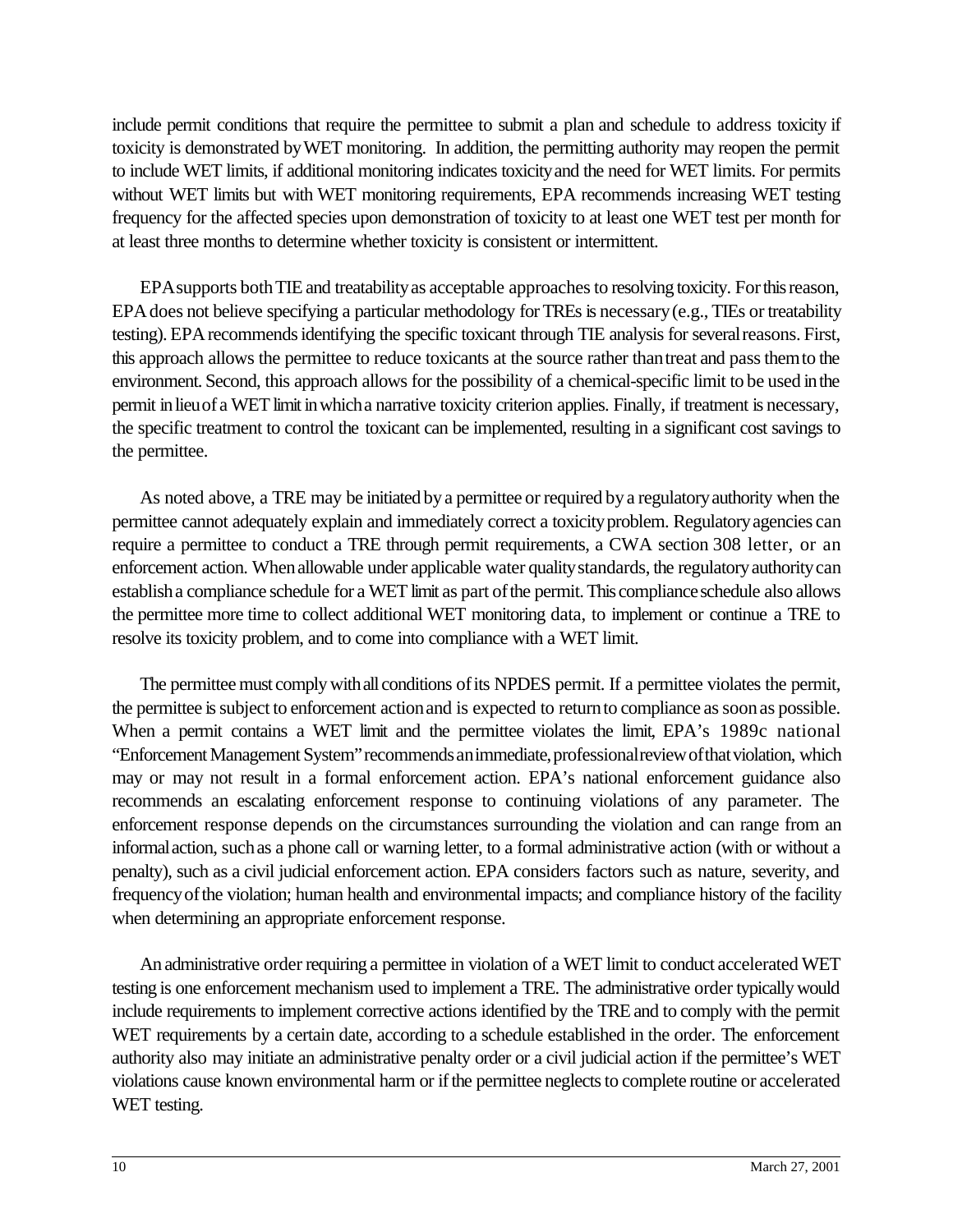include permit conditions that require the permittee to submit a plan and schedule to address toxicity if toxicity is demonstrated by WET monitoring. In addition, the permitting authority may reopen the permit to include WET limits, if additional monitoring indicates toxicity and the need for WET limits. For permits without WET limits but with WET monitoring requirements, EPA recommends increasing WET testing frequency for the affected species upon demonstration of toxicity to at least one WET test per month for at least three months to determine whether toxicity is consistent or intermittent.

EPA supports both TIE and treatability as acceptable approaches to resolving toxicity. For this reason, EPA does not believe specifying a particular methodology for TREs is necessary (e.g., TIEs or treatability testing). EPA recommends identifying the specific toxicant through TIE analysis for several reasons. First, this approach allows the permittee to reduce toxicants at the source rather than treat and pass them to the environment. Second, this approach allows for the possibility of a chemical-specific limit to be used in the permit in lieu of a WET limit in which a narrative toxicity criterion applies. Finally, if treatment is necessary, the specific treatment to control the toxicant can be implemented, resulting in a significant cost savings to the permittee.

As noted above, a TRE may be initiated by a permittee or required by a regulatory authority when the permittee cannot adequately explain and immediately correct a toxicity problem. Regulatory agencies can require a permittee to conduct a TRE through permit requirements, a CWA section 308 letter, or an enforcement action. When allowable under applicable water quality standards, the regulatory authority can establish a compliance schedule for a WET limit as part of the permit. This compliance schedule also allows the permittee more time to collect additional WET monitoring data, to implement or continue a TRE to resolve its toxicity problem, and to come into compliance with a WET limit.

The permittee must comply with all conditions of its NPDES permit. If a permittee violates the permit, the permittee is subject to enforcement action and is expected to return to compliance as soon as possible. When a permit contains a WET limit and the permittee violates the limit, EPA's 1989c national "Enforcement Management System" recommends an immediate, professional review of that violation, which may or may not result in a formal enforcement action. EPA's national enforcement guidance also recommends an escalating enforcement response to continuing violations of any parameter. The enforcement response depends on the circumstances surrounding the violation and can range from an informal action, such as a phone call or warning letter, to a formal administrative action (with or without a penalty), such as a civil judicial enforcement action. EPA considers factors such as nature, severity, and frequency of the violation; human health and environmental impacts; and compliance history of the facility when determining an appropriate enforcement response.

An administrative order requiring a permittee in violation of a WET limit to conduct accelerated WET testing is one enforcement mechanism used to implement a TRE. The administrative order typically would include requirements to implement corrective actions identified by the TRE and to comply with the permit WET requirements by a certain date, according to a schedule established in the order. The enforcement authority also may initiate an administrative penalty order or a civil judicial action if the permittee's WET violations cause known environmental harm or if the permittee neglects to complete routine or accelerated WET testing.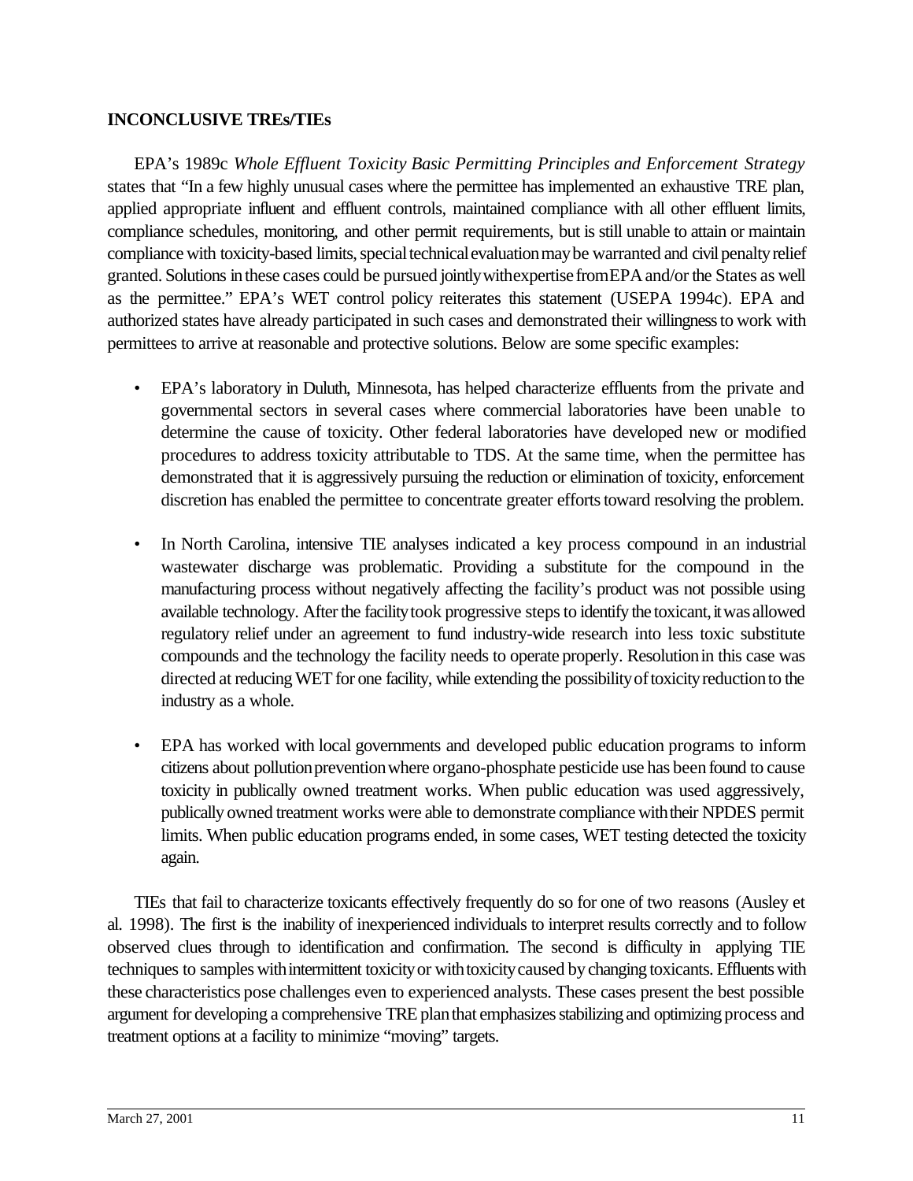**INCONCLUSIVE TREs/TIEs**

EPA's 1989c *Whole Effluent Toxicity Basic Permitting Principles and Enforcement Strategy* states that "In a few highly unusual cases where the permittee has implemented an exhaustive TRE plan, applied appropriate influent and effluent controls, maintained compliance with all other effluent limits, compliance schedules, monitoring, and other permit requirements, but is still unable to attain or maintain compliance with toxicity-based limits, special technical evaluation may be warranted and civil penalty relief granted. Solutions in these cases could be pursued jointly with expertise from EPA and/or the States as well as the permittee." EPA's WET control policy reiterates this statement (USEPA 1994c). EPA and authorized states have already participated in such cases and demonstrated their willingness to work with permittees to arrive at reasonable and protective solutions. Below are some specific examples:

- EPA's laboratory in Duluth, Minnesota, has helped characterize effluents from the private and governmental sectors in several cases where commercial laboratories have been unable to determine the cause of toxicity. Other federal laboratories have developed new or modified procedures to address toxicity attributable to TDS. At the same time, when the permittee has demonstrated that it is aggressively pursuing the reduction or elimination of toxicity, enforcement discretion has enabled the permittee to concentrate greater efforts toward resolving the problem.

- In North Carolina, intensive TIE analyses indicated a key process compound in an industrial wastewater discharge was problematic. Providing a substitute for the compound in the manufacturing process without negatively affecting the facility's product was not possible using available technology. After the facility took progressive steps to identify the toxicant, it was allowed regulatory relief under an agreement to fund industry-wide research into less toxic substitute compounds and the technology the facility needs to operate properly. Resolution in this case was directed at reducing WET for one facility, while extending the possibility of toxicity reduction to the industry as a whole.

- EPA has worked with local governments and developed public education programs to inform citizens about pollution prevention where organo-phosphate pesticide use has been found to cause toxicity in publically owned treatment works. When public education was used aggressively, publically owned treatment works were able to demonstrate compliance with their NPDES permit limits. When public education programs ended, in some cases, WET testing detected the toxicity again.

TIEs that fail to characterize toxicants effectively frequently do so for one of two reasons (Ausley et al. 1998). The first is the inability of inexperienced individuals to interpret results correctly and to follow observed clues through to identification and confirmation. The second is difficulty in applying TIE techniques to samples with intermittent toxicity or with toxicity caused by changing toxicants. Effluents with these characteristics pose challenges even to experienced analysts. These cases present the best possible argument for developing a comprehensive TRE plan that emphasizes stabilizing and optimizing process and treatment options at a facility to minimize "moving" targets.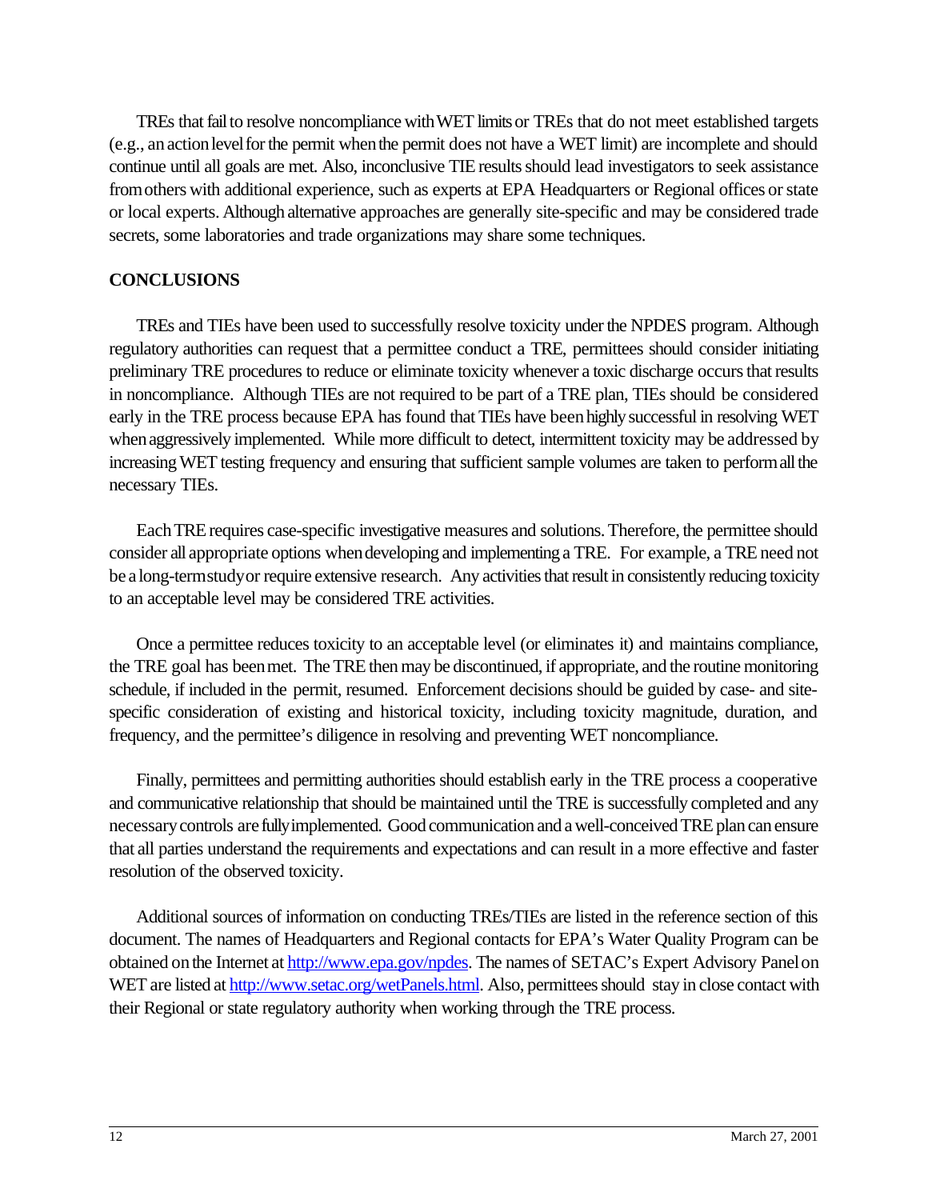TREs that fail to resolve noncompliance with WET limits or TREs that do not meet established targets (e.g., an action level for the permit when the permit does not have a WET limit) are incomplete and should continue until all goals are met. Also, inconclusive TIE results should lead investigators to seek assistance from others with additional experience, such as experts at EPA Headquarters or Regional offices or state or local experts. Although alternative approaches are generally site-specific and may be considered trade secrets, some laboratories and trade organizations may share some techniques.

## CONCLUSIONS

TREs and TIEs have been used to successfully resolve toxicity under the NPDES program. Although regulatory authorities can request that a permittee conduct a TRE, permittees should consider initiating preliminary TRE procedures to reduce or eliminate toxicity whenever a toxic discharge occurs that results in noncompliance. Although TIEs are not required to be part of a TRE plan, TIEs should be considered early in the TRE process because EPA has found that TIEs have been highly successful in resolving WET when aggressively implemented. While more difficult to detect, intermittent toxicity may be addressed by increasing WET testing frequency and ensuring that sufficient sample volumes are taken to perform all the necessary TIEs.

Each TRE requires case-specific investigative measures and solutions. Therefore, the permittee should consider all appropriate options when developing and implementing a TRE. For example, a TRE need not be a long-term study or require extensive research. Any activities that result in consistently reducing toxicity to an acceptable level may be considered TRE activities.

Once a permittee reduces toxicity to an acceptable level (or eliminates it) and maintains compliance, the TRE goal has been met. The TRE then may be discontinued, if appropriate, and the routine monitoring schedule, if included in the permit, resumed. Enforcement decisions should be guided by case- and site-specific consideration of existing and historical toxicity, including toxicity magnitude, duration, and frequency, and the permittee's diligence in resolving and preventing WET noncompliance.

Finally, permittees and permitting authorities should establish early in the TRE process a cooperative and communicative relationship that should be maintained until the TRE is successfully completed and any necessary controls are fully implemented. Good communication and a well-conceived TRE plan can ensure that all parties understand the requirements and expectations and can result in a more effective and faster resolution of the observed toxicity.

Additional sources of information on conducting TREs/TIEs are listed in the reference section of this document. The names of Headquarters and Regional contacts for EPA's Water Quality Program can be obtained on the Internet at [http://www.epa.gov/npdes](http://www.epa.gov/npdes). The names of SETAC's Expert Advisory Panel on WET are listed at [http://www.setac.org/wetPanels.html](http://www.setac.org/wetPanels.html). Also, permittees should stay in close contact with their Regional or state regulatory authority when working through the TRE process.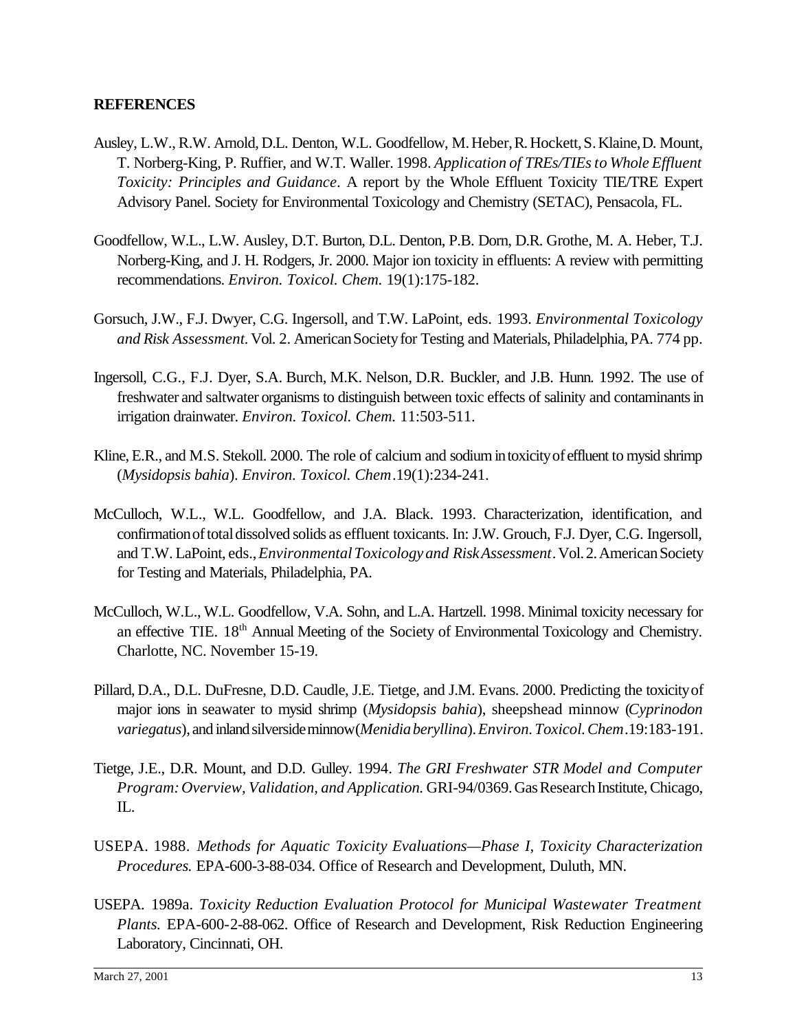**REFERENCES**

Ausley, L.W., R.W. Arnold, D.L. Denton, W.L. Goodfellow, M. Heber, R. Hockett, S. Klaine, D. Mount, T. Norberg-King, P. Ruffier, and W.T. Waller. 1998. *Application of TREs/TIEs to Whole Effluent Toxicity: Principles and Guidance*. A report by the Whole Effluent Toxicity TIE/TRE Expert Advisory Panel. Society for Environmental Toxicology and Chemistry (SETAC), Pensacola, FL.

Goodfellow, W.L., L.W. Ausley, D.T. Burton, D.L. Denton, P.B. Dorn, D.R. Grothe, M. A. Heber, T.J. Norberg-King, and J. H. Rodgers, Jr. 2000. Major ion toxicity in effluents: A review with permitting recommendations. *Environ. Toxicol. Chem.* 19(1):175-182.

Gorsuch, J.W., F.J. Dwyer, C.G. Ingersoll, and T.W. LaPoint, eds. 1993. *Environmental Toxicology and Risk Assessment*. Vol. 2. American Society for Testing and Materials, Philadelphia, PA. 774 pp.

Ingersoll, C.G., F.J. Dyer, S.A. Burch, M.K. Nelson, D.R. Buckler, and J.B. Hunn. 1992. The use of freshwater and saltwater organisms to distinguish between toxic effects of salinity and contaminants in irrigation drainwater. *Environ. Toxicol. Chem.* 11:503-511.

Kline, E.R., and M.S. Stekoll. 2000. The role of calcium and sodium in toxicity of effluent to mysid shrimp (*Mysidopsis bahia*). *Environ. Toxicol. Chem*.19(1):234-241.

McCulloch, W.L., W.L. Goodfellow, and J.A. Black. 1993. Characterization, identification, and confirmation of total dissolved solids as effluent toxicants. In: J.W. Grouch, F.J. Dyer, C.G. Ingersoll, and T.W. LaPoint, eds., *Environmental Toxicology and Risk Assessment*. Vol. 2. American Society for Testing and Materials, Philadelphia, PA.

McCulloch, W.L., W.L. Goodfellow, V.A. Sohn, and L.A. Hartzell. 1998. Minimal toxicity necessary for an effective TIE. 18th Annual Meeting of the Society of Environmental Toxicology and Chemistry. Charlotte, NC. November 15-19.

Pillard, D.A., D.L. DuFresne, D.D. Caudle, J.E. Tietge, and J.M. Evans. 2000. Predicting the toxicity of major ions in seawater to mysid shrimp (*Mysidopsis bahia*), sheepshead minnow (*Cyprinodon variegatus*), and inland silverside minnow (*Menidia beryllina*). *Environ. Toxicol. Chem*.19:183-191.

Tietge, J.E., D.R. Mount, and D.D. Gulley. 1994. *The GRI Freshwater STR Model and Computer Program: Overview, Validation, and Application.* GRI-94/0369. Gas Research Institute, Chicago, IL.

USEPA. 1988. *Methods for Aquatic Toxicity Evaluations—Phase I, Toxicity Characterization Procedures.* EPA-600-3-88-034. Office of Research and Development, Duluth, MN.

USEPA. 1989a. *Toxicity Reduction Evaluation Protocol for Municipal Wastewater Treatment Plants.* EPA-600-2-88-062. Office of Research and Development, Risk Reduction Engineering Laboratory, Cincinnati, OH.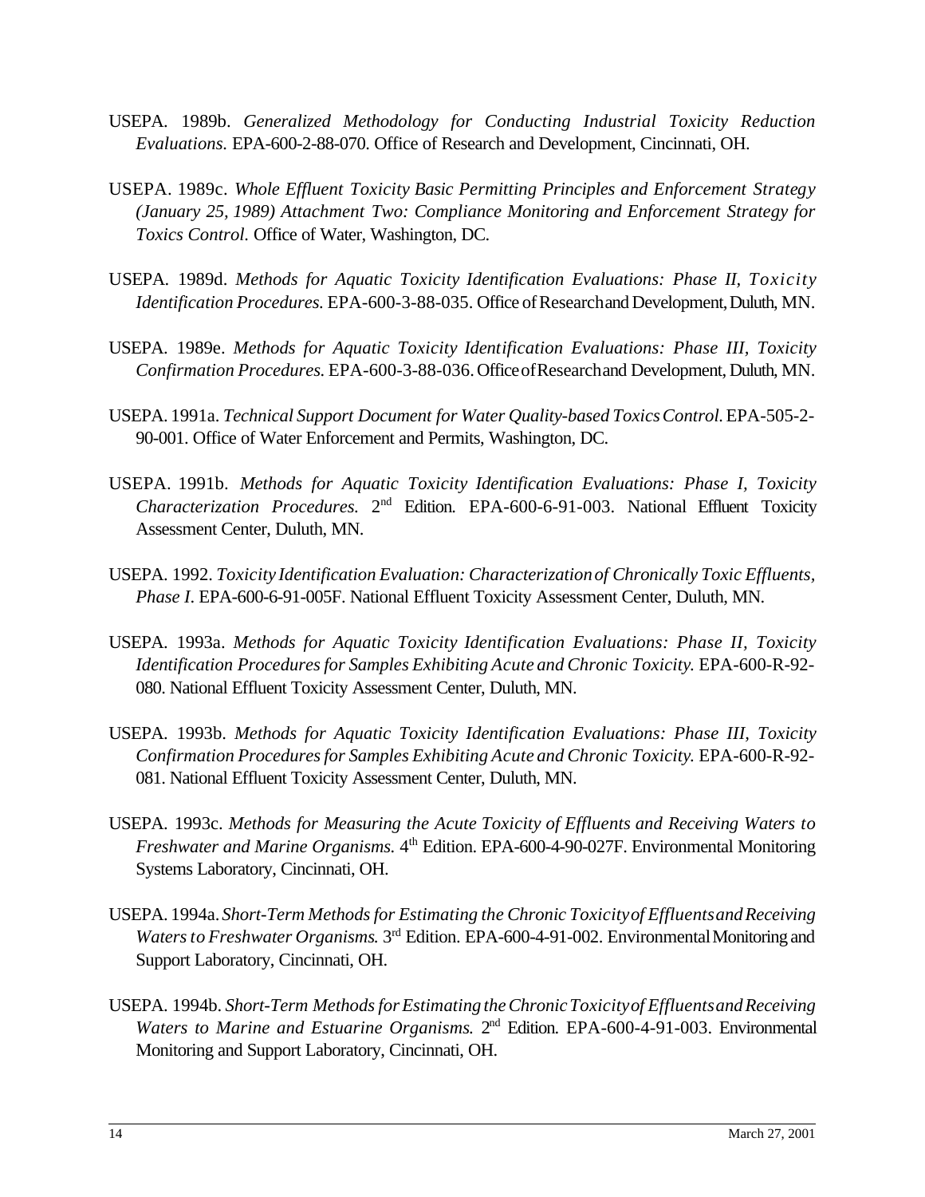USEPA. 1989b. *Generalized Methodology for Conducting Industrial Toxicity Reduction Evaluations*. EPA-600-2-88-070. Office of Research and Development, Cincinnati, OH.

USEPA. 1989c. *Whole Effluent Toxicity Basic Permitting Principles and Enforcement Strategy (January 25, 1989) Attachment Two: Compliance Monitoring and Enforcement Strategy for Toxics Control.* Office of Water, Washington, DC.

USEPA. 1989d. *Methods for Aquatic Toxicity Identification Evaluations: Phase II, Toxicity Identification Procedures.* EPA-600-3-88-035. Office of Research and Development, Duluth, MN.

USEPA. 1989e. *Methods for Aquatic Toxicity Identification Evaluations: Phase III, Toxicity Confirmation Procedures.* EPA-600-3-88-036. Office of Research and Development, Duluth, MN.

USEPA. 1991a. *Technical Support Document for Water Quality-based Toxics Control.* EPA-505-2-90-001. Office of Water Enforcement and Permits, Washington, DC.

USEPA. 1991b. *Methods for Aquatic Toxicity Identification Evaluations: Phase I, Toxicity Characterization Procedures.* 2nd Edition. EPA-600-6-91-003. National Effluent Toxicity Assessment Center, Duluth, MN.

USEPA. 1992. *Toxicity Identification Evaluation: Characterization of Chronically Toxic Effluents, Phase I.* EPA-600-6-91-005F. National Effluent Toxicity Assessment Center, Duluth, MN.

USEPA. 1993a. *Methods for Aquatic Toxicity Identification Evaluations: Phase II, Toxicity Identification Procedures for Samples Exhibiting Acute and Chronic Toxicity.* EPA-600-R-92-080. National Effluent Toxicity Assessment Center, Duluth, MN.

USEPA. 1993b. *Methods for Aquatic Toxicity Identification Evaluations: Phase III, Toxicity Confirmation Procedures for Samples Exhibiting Acute and Chronic Toxicity.* EPA-600-R-92-081. National Effluent Toxicity Assessment Center, Duluth, MN.

USEPA. 1993c. *Methods for Measuring the Acute Toxicity of Effluents and Receiving Waters to Freshwater and Marine Organisms.* 4th Edition. EPA-600-4-90-027F. Environmental Monitoring Systems Laboratory, Cincinnati, OH.

USEPA. 1994a. *Short-Term Methods for Estimating the Chronic Toxicity of Effluents and Receiving Waters to Freshwater Organisms.* 3rd Edition. EPA-600-4-91-002. Environmental Monitoring and Support Laboratory, Cincinnati, OH.

USEPA. 1994b. *Short-Term Methods for Estimating the Chronic Toxicity of Effluents and Receiving Waters to Marine and Estuarine Organisms.* 2nd Edition. EPA-600-4-91-003. Environmental Monitoring and Support Laboratory, Cincinnati, OH.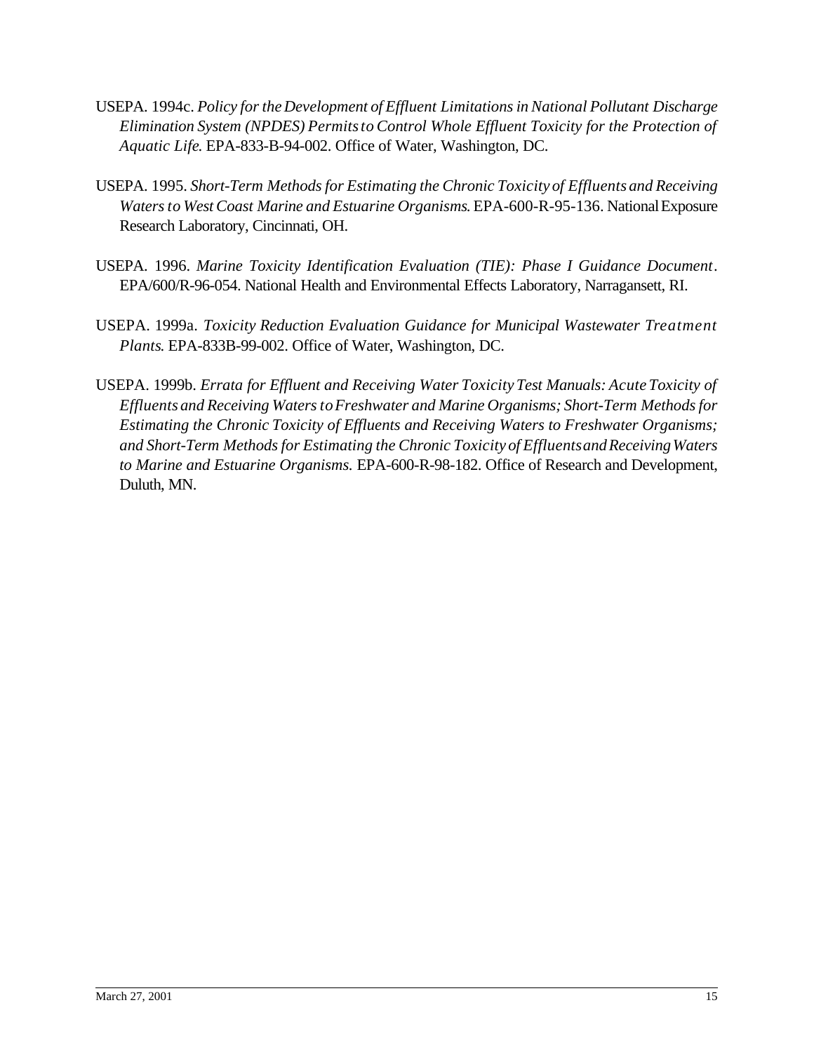USEPA. 1994c. *Policy for the Development of Effluent Limitations in National Pollutant Discharge Elimination System (NPDES) Permits to Control Whole Effluent Toxicity for the Protection of Aquatic Life.* EPA-833-B-94-002. Office of Water, Washington, DC.

USEPA. 1995. *Short-Term Methods for Estimating the Chronic Toxicity of Effluents and Receiving Waters to West Coast Marine and Estuarine Organisms.* EPA-600-R-95-136. National Exposure Research Laboratory, Cincinnati, OH.

USEPA. 1996. *Marine Toxicity Identification Evaluation (TIE): Phase I Guidance Document*. EPA/600/R-96-054. National Health and Environmental Effects Laboratory, Narragansett, RI.

USEPA. 1999a. *Toxicity Reduction Evaluation Guidance for Municipal Wastewater Treatment Plants.* EPA-833B-99-002. Office of Water, Washington, DC.

USEPA. 1999b. *Errata for Effluent and Receiving Water Toxicity Test Manuals: Acute Toxicity of Effluents and Receiving Waters to Freshwater and Marine Organisms; Short-Term Methods for Estimating the Chronic Toxicity of Effluents and Receiving Waters to Freshwater Organisms; and Short-Term Methods for Estimating the Chronic Toxicity of Effluents and Receiving Waters to Marine and Estuarine Organisms.* EPA-600-R-98-182. Office of Research and Development, Duluth, MN.